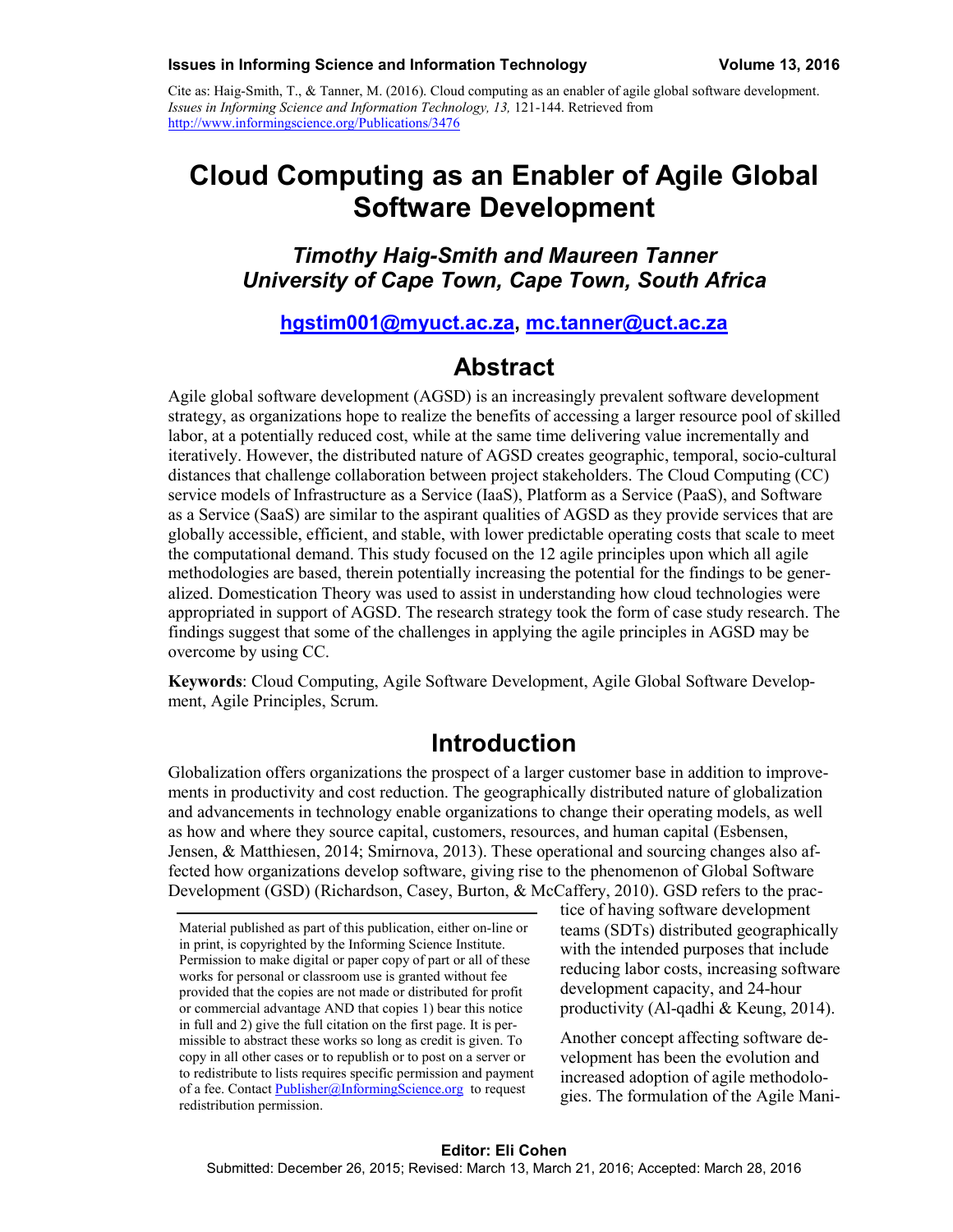Cite as: Haig-Smith, T., & Tanner, M. (2016). Cloud computing as an enabler of agile global software development. *Issues in Informing Science and Information Technology, 13,* 121-144. Retrieved from http://www.informingscience.org/Publications/3476

# Cloud Computing as an Enabler of Agile Global Software Development

### *Timothy Haig-Smith and Maureen Tanner*
### *University of Cape Town, Cape Town, South Africa*

**hgstim001@myuct.ac.za, mc.tanner@uct.ac.za**

## Abstract

Agile global software development (AGSD) is an increasingly prevalent software development strategy, as organizations hope to realize the benefits of accessing a larger resource pool of skilled labor, at a potentially reduced cost, while at the same time delivering value incrementally and iteratively. However, the distributed nature of AGSD creates geographic, temporal, socio-cultural distances that challenge collaboration between project stakeholders. The Cloud Computing (CC) service models of Infrastructure as a Service (IaaS), Platform as a Service (PaaS), and Software as a Service (SaaS) are similar to the aspirant qualities of AGSD as they provide services that are globally accessible, efficient, and stable, with lower predictable operating costs that scale to meet the computational demand. This study focused on the 12 agile principles upon which all agile methodologies are based, therein potentially increasing the potential for the findings to be generalized. Domestication Theory was used to assist in understanding how cloud technologies were appropriated in support of AGSD. The research strategy took the form of case study research. The findings suggest that some of the challenges in applying the agile principles in AGSD may be overcome by using CC.

**Keywords**: Cloud Computing, Agile Software Development, Agile Global Software Development, Agile Principles, Scrum.

## Introduction

Globalization offers organizations the prospect of a larger customer base in addition to improvements in productivity and cost reduction. The geographically distributed nature of globalization and advancements in technology enable organizations to change their operating models, as well as how and where they source capital, customers, resources, and human capital (Esbensen, Jensen, & Matthiesen, 2014; Smirnova, 2013). These operational and sourcing changes also affected how organizations develop software, giving rise to the phenomenon of Global Software Development (GSD) (Richardson, Casey, Burton, & McCaffery, 2010). GSD refers to the practice of having software development teams (SDTs) distributed geographically with the intended purposes that include reducing labor costs, increasing software development capacity, and 24-hour productivity (Al-qadhi & Keung, 2014).

Another concept affecting software development has been the evolution and increased adoption of agile methodologies. The formulation of the Agile Mani-

Material published as part of this publication, either on-line or in print, is copyrighted by the Informing Science Institute. Permission to make digital or paper copy of part or all of these works for personal or classroom use is granted without fee provided that the copies are not made or distributed for profit or commercial advantage AND that copies 1) bear this notice in full and 2) give the full citation on the first page. It is permissible to abstract these works so long as credit is given. To copy in all other cases or to republish or to post on a server or to redistribute to lists requires specific permission and payment of a fee. Contact Publisher@InformingScience.org to request redistribution permission.

**Editor: Eli Cohen**

Submitted: December 26, 2015; Revised: March 13, March 21, 2016; Accepted: March 28, 2016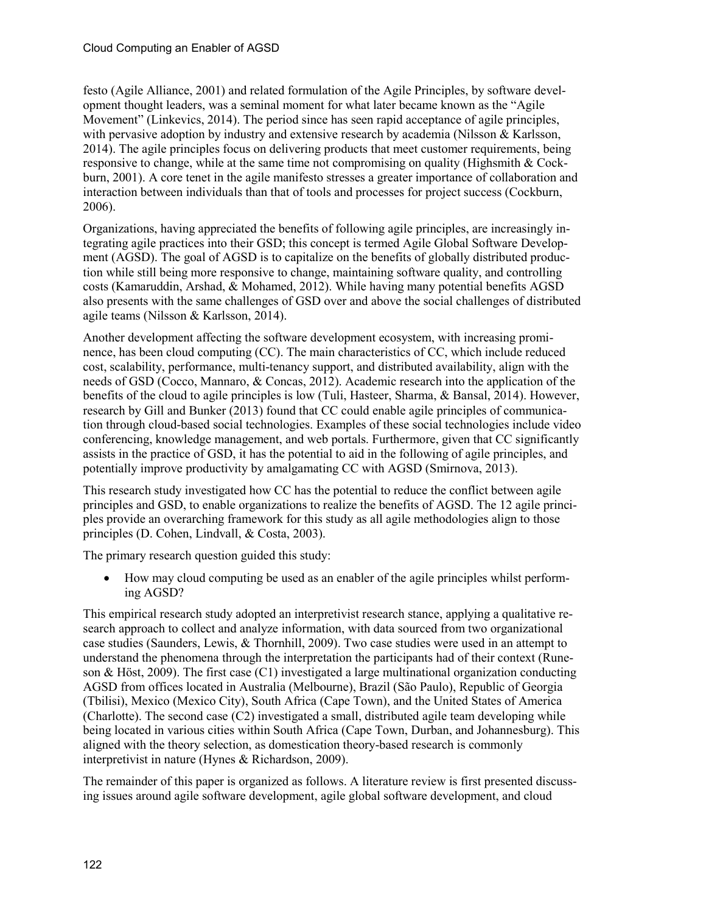festo (Agile Alliance, 2001) and related formulation of the Agile Principles, by software development thought leaders, was a seminal moment for what later became known as the "Agile Movement" (Linkevics, 2014). The period since has seen rapid acceptance of agile principles, with pervasive adoption by industry and extensive research by academia (Nilsson & Karlsson, 2014). The agile principles focus on delivering products that meet customer requirements, being responsive to change, while at the same time not compromising on quality (Highsmith & Cockburn, 2001). A core tenet in the agile manifesto stresses a greater importance of collaboration and interaction between individuals than that of tools and processes for project success (Cockburn, 2006).

Organizations, having appreciated the benefits of following agile principles, are increasingly integrating agile practices into their GSD; this concept is termed Agile Global Software Development (AGSD). The goal of AGSD is to capitalize on the benefits of globally distributed production while still being more responsive to change, maintaining software quality, and controlling costs (Kamaruddin, Arshad, & Mohamed, 2012). While having many potential benefits AGSD also presents with the same challenges of GSD over and above the social challenges of distributed agile teams (Nilsson & Karlsson, 2014).

Another development affecting the software development ecosystem, with increasing prominence, has been cloud computing (CC). The main characteristics of CC, which include reduced cost, scalability, performance, multi-tenancy support, and distributed availability, align with the needs of GSD (Cocco, Mannaro, & Concas, 2012). Academic research into the application of the benefits of the cloud to agile principles is low (Tuli, Hasteer, Sharma, & Bansal, 2014). However, research by Gill and Bunker (2013) found that CC could enable agile principles of communication through cloud-based social technologies. Examples of these social technologies include video conferencing, knowledge management, and web portals. Furthermore, given that CC significantly assists in the practice of GSD, it has the potential to aid in the following of agile principles, and potentially improve productivity by amalgamating CC with AGSD (Smirnova, 2013).

This research study investigated how CC has the potential to reduce the conflict between agile principles and GSD, to enable organizations to realize the benefits of AGSD. The 12 agile principles provide an overarching framework for this study as all agile methodologies align to those principles (D. Cohen, Lindvall, & Costa, 2003).

The primary research question guided this study:

- How may cloud computing be used as an enabler of the agile principles whilst performing AGSD?

This empirical research study adopted an interpretivist research stance, applying a qualitative research approach to collect and analyze information, with data sourced from two organizational case studies (Saunders, Lewis, & Thornhill, 2009). Two case studies were used in an attempt to understand the phenomena through the interpretation the participants had of their context (Runeson & Höst, 2009). The first case (C1) investigated a large multinational organization conducting AGSD from offices located in Australia (Melbourne), Brazil (São Paulo), Republic of Georgia (Tbilisi), Mexico (Mexico City), South Africa (Cape Town), and the United States of America (Charlotte). The second case (C2) investigated a small, distributed agile team developing while being located in various cities within South Africa (Cape Town, Durban, and Johannesburg). This aligned with the theory selection, as domestication theory-based research is commonly interpretivist in nature (Hynes & Richardson, 2009).

The remainder of this paper is organized as follows. A literature review is first presented discussing issues around agile software development, agile global software development, and cloud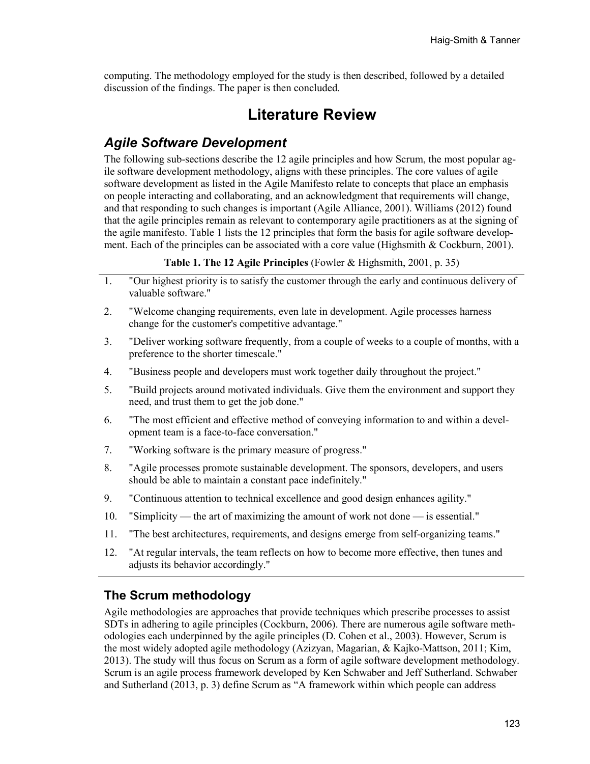computing. The methodology employed for the study is then described, followed by a detailed discussion of the findings. The paper is then concluded.

# Literature Review

## *Agile Software Development*

The following sub-sections describe the 12 agile principles and how Scrum, the most popular agile software development methodology, aligns with these principles. The core values of agile software development as listed in the Agile Manifesto relate to concepts that place an emphasis on people interacting and collaborating, and an acknowledgment that requirements will change, and that responding to such changes is important (Agile Alliance, 2001). Williams (2012) found that the agile principles remain as relevant to contemporary agile practitioners as at the signing of the agile manifesto. Table 1 lists the 12 principles that form the basis for agile software development. Each of the principles can be associated with a core value (Highsmith & Cockburn, 2001).

**Table 1. The 12 Agile Principles** (Fowler & Highsmith, 2001, p. 35)

| | |
|---|---|
| 1. | "Our highest priority is to satisfy the customer through the early and continuous delivery of valuable software." |
| 2. | "Welcome changing requirements, even late in development. Agile processes harness change for the customer's competitive advantage." |
| 3. | "Deliver working software frequently, from a couple of weeks to a couple of months, with a preference to the shorter timescale." |
| 4. | "Business people and developers must work together daily throughout the project." |
| 5. | "Build projects around motivated individuals. Give them the environment and support they need, and trust them to get the job done." |
| 6. | "The most efficient and effective method of conveying information to and within a development team is a face-to-face conversation." |
| 7. | "Working software is the primary measure of progress." |
| 8. | "Agile processes promote sustainable development. The sponsors, developers, and users should be able to maintain a constant pace indefinitely." |
| 9. | "Continuous attention to technical excellence and good design enhances agility." |
| 10. | "Simplicity — the art of maximizing the amount of work not done — is essential." |
| 11. | "The best architectures, requirements, and designs emerge from self-organizing teams." |
| 12. | "At regular intervals, the team reflects on how to become more effective, then tunes and adjusts its behavior accordingly." |

### The Scrum methodology

Agile methodologies are approaches that provide techniques which prescribe processes to assist SDTs in adhering to agile principles (Cockburn, 2006). There are numerous agile software methodologies each underpinned by the agile principles (D. Cohen et al., 2003). However, Scrum is the most widely adopted agile methodology (Azizyan, Magarian, & Kajko-Mattson, 2011; Kim, 2013). The study will thus focus on Scrum as a form of agile software development methodology. Scrum is an agile process framework developed by Ken Schwaber and Jeff Sutherland. Schwaber and Sutherland (2013, p. 3) define Scrum as "A framework within which people can address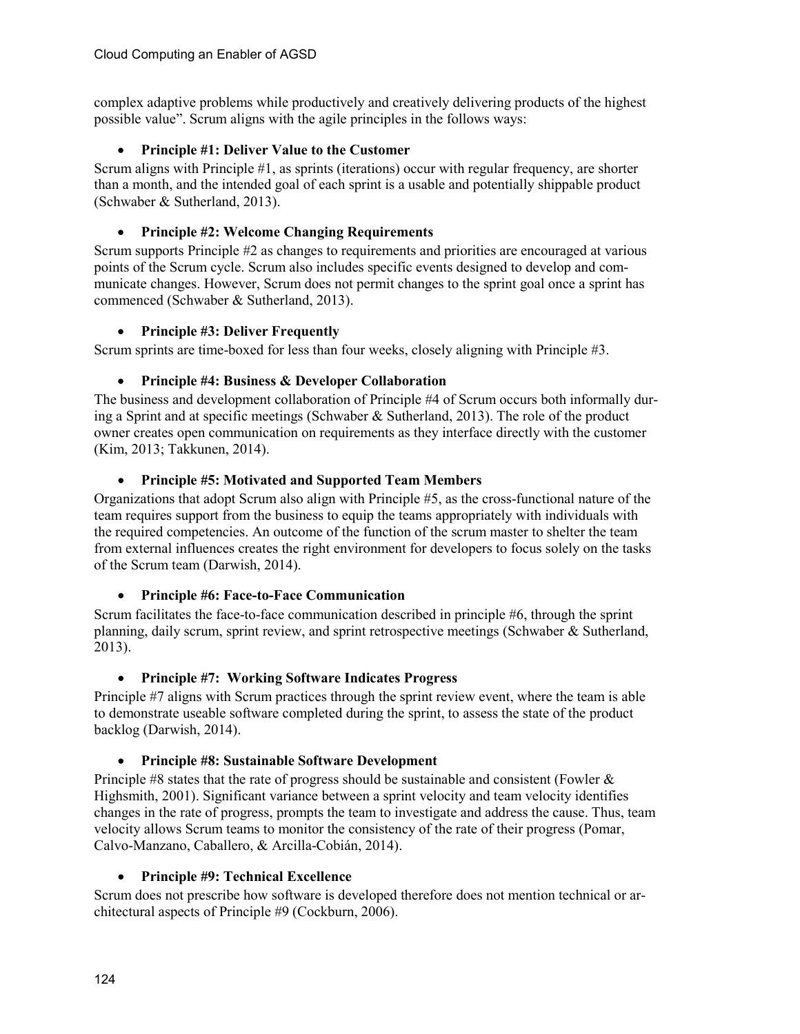complex adaptive problems while productively and creatively delivering products of the highest possible value". Scrum aligns with the agile principles in the follows ways:

- **Principle #1: Deliver Value to the Customer**

Scrum aligns with Principle #1, as sprints (iterations) occur with regular frequency, are shorter than a month, and the intended goal of each sprint is a usable and potentially shippable product (Schwaber & Sutherland, 2013).

- **Principle #2: Welcome Changing Requirements**

Scrum supports Principle #2 as changes to requirements and priorities are encouraged at various points of the Scrum cycle. Scrum also includes specific events designed to develop and communicate changes. However, Scrum does not permit changes to the sprint goal once a sprint has commenced (Schwaber & Sutherland, 2013).

- **Principle #3: Deliver Frequently**

Scrum sprints are time-boxed for less than four weeks, closely aligning with Principle #3.

- **Principle #4: Business & Developer Collaboration**

The business and development collaboration of Principle #4 of Scrum occurs both informally during a Sprint and at specific meetings (Schwaber & Sutherland, 2013). The role of the product owner creates open communication on requirements as they interface directly with the customer (Kim, 2013; Takkunen, 2014).

- **Principle #5: Motivated and Supported Team Members**

Organizations that adopt Scrum also align with Principle #5, as the cross-functional nature of the team requires support from the business to equip the teams appropriately with individuals with the required competencies. An outcome of the function of the scrum master to shelter the team from external influences creates the right environment for developers to focus solely on the tasks of the Scrum team (Darwish, 2014).

- **Principle #6: Face-to-Face Communication**

Scrum facilitates the face-to-face communication described in principle #6, through the sprint planning, daily scrum, sprint review, and sprint retrospective meetings (Schwaber & Sutherland, 2013).

- **Principle #7: Working Software Indicates Progress**

Principle #7 aligns with Scrum practices through the sprint review event, where the team is able to demonstrate useable software completed during the sprint, to assess the state of the product backlog (Darwish, 2014).

- **Principle #8: Sustainable Software Development**

Principle #8 states that the rate of progress should be sustainable and consistent (Fowler & Highsmith, 2001). Significant variance between a sprint velocity and team velocity identifies changes in the rate of progress, prompts the team to investigate and address the cause. Thus, team velocity allows Scrum teams to monitor the consistency of the rate of their progress (Pomar, Calvo-Manzano, Caballero, & Arcilla-Cobián, 2014).

- **Principle #9: Technical Excellence**

Scrum does not prescribe how software is developed therefore does not mention technical or architectural aspects of Principle #9 (Cockburn, 2006).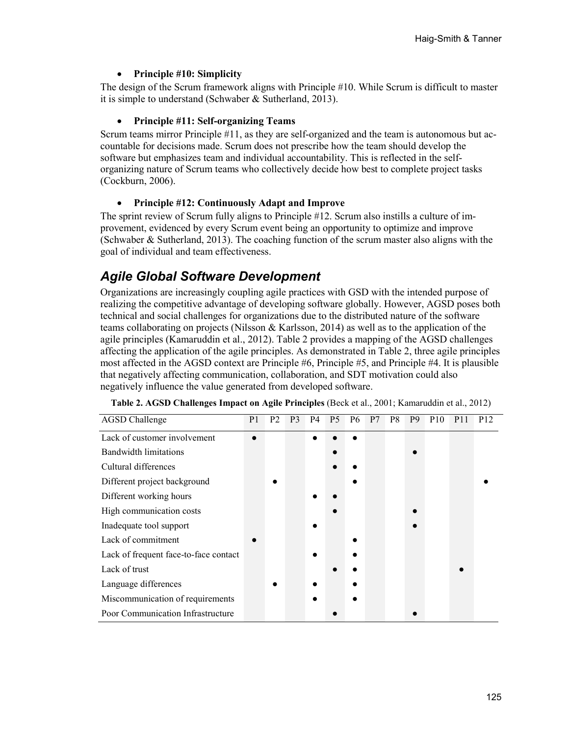- **Principle #10: Simplicity**

The design of the Scrum framework aligns with Principle #10. While Scrum is difficult to master it is simple to understand (Schwaber & Sutherland, 2013).

- **Principle #11: Self-organizing Teams**

Scrum teams mirror Principle #11, as they are self-organized and the team is autonomous but accountable for decisions made. Scrum does not prescribe how the team should develop the software but emphasizes team and individual accountability. This is reflected in the self-organizing nature of Scrum teams who collectively decide how best to complete project tasks (Cockburn, 2006).

- **Principle #12: Continuously Adapt and Improve**

The sprint review of Scrum fully aligns to Principle #12. Scrum also instills a culture of improvement, evidenced by every Scrum event being an opportunity to optimize and improve (Schwaber & Sutherland, 2013). The coaching function of the scrum master also aligns with the goal of individual and team effectiveness.

## *Agile Global Software Development*

Organizations are increasingly coupling agile practices with GSD with the intended purpose of realizing the competitive advantage of developing software globally. However, AGSD poses both technical and social challenges for organizations due to the distributed nature of the software teams collaborating on projects (Nilsson & Karlsson, 2014) as well as to the application of the agile principles (Kamaruddin et al., 2012). Table 2 provides a mapping of the AGSD challenges affecting the application of the agile principles. As demonstrated in Table 2, three agile principles most affected in the AGSD context are Principle #6, Principle #5, and Principle #4. It is plausible that negatively affecting communication, collaboration, and SDT motivation could also negatively influence the value generated from developed software.

**Table 2. AGSD Challenges Impact on Agile Principles** (Beck et al., 2001; Kamaruddin et al., 2012)

| AGSD Challenge | P1 | P2 | P3 | P4 | P5 | P6 | P7 | P8 | P9 | P10 | P11 | P12 |
|---|---|---|---|---|---|---|---|---|---|---|---|---|
| Lack of customer involvement | ● | | | ● | ● | ● | | | | | | |
| Bandwidth limitations | | | | | ● | | | | ● | | | |
| Cultural differences | | | | | ● | ● | | | | | | |
| Different project background | | ● | | | | ● | | | | | | ● |
| Different working hours | | | | ● | ● | | | | | | | |
| High communication costs | | | | | ● | | | | ● | | | |
| Inadequate tool support | | | | ● | | | | | ● | | | |
| Lack of commitment | ● | | | | | ● | | | | | | |
| Lack of frequent face-to-face contact | | | | ● | | ● | | | | | | |
| Lack of trust | | | | | ● | ● | | | | | ● | |
| Language differences | | ● | | ● | | ● | | | | | | |
| Miscommunication of requirements | | | | ● | | ● | | | | | | |
| Poor Communication Infrastructure | | | | | ● | | | | ● | | | |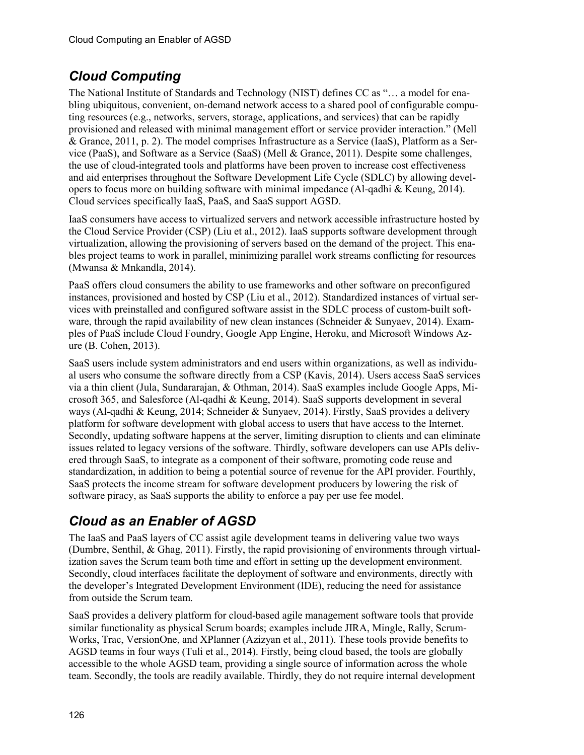## *Cloud Computing*

The National Institute of Standards and Technology (NIST) defines CC as "… a model for enabling ubiquitous, convenient, on-demand network access to a shared pool of configurable computing resources (e.g., networks, servers, storage, applications, and services) that can be rapidly provisioned and released with minimal management effort or service provider interaction." (Mell & Grance, 2011, p. 2). The model comprises Infrastructure as a Service (IaaS), Platform as a Service (PaaS), and Software as a Service (SaaS) (Mell & Grance, 2011). Despite some challenges, the use of cloud-integrated tools and platforms have been proven to increase cost effectiveness and aid enterprises throughout the Software Development Life Cycle (SDLC) by allowing developers to focus more on building software with minimal impedance (Al-qadhi & Keung, 2014). Cloud services specifically IaaS, PaaS, and SaaS support AGSD.

IaaS consumers have access to virtualized servers and network accessible infrastructure hosted by the Cloud Service Provider (CSP) (Liu et al., 2012). IaaS supports software development through virtualization, allowing the provisioning of servers based on the demand of the project. This enables project teams to work in parallel, minimizing parallel work streams conflicting for resources (Mwansa & Mnkandla, 2014).

PaaS offers cloud consumers the ability to use frameworks and other software on preconfigured instances, provisioned and hosted by CSP (Liu et al., 2012). Standardized instances of virtual services with preinstalled and configured software assist in the SDLC process of custom-built software, through the rapid availability of new clean instances (Schneider & Sunyaev, 2014). Examples of PaaS include Cloud Foundry, Google App Engine, Heroku, and Microsoft Windows Azure (B. Cohen, 2013).

SaaS users include system administrators and end users within organizations, as well as individual users who consume the software directly from a CSP (Kavis, 2014). Users access SaaS services via a thin client (Jula, Sundararajan, & Othman, 2014). SaaS examples include Google Apps, Microsoft 365, and Salesforce (Al-qadhi & Keung, 2014). SaaS supports development in several ways (Al-qadhi & Keung, 2014; Schneider & Sunyaev, 2014). Firstly, SaaS provides a delivery platform for software development with global access to users that have access to the Internet. Secondly, updating software happens at the server, limiting disruption to clients and can eliminate issues related to legacy versions of the software. Thirdly, software developers can use APIs delivered through SaaS, to integrate as a component of their software, promoting code reuse and standardization, in addition to being a potential source of revenue for the API provider. Fourthly, SaaS protects the income stream for software development producers by lowering the risk of software piracy, as SaaS supports the ability to enforce a pay per use fee model.

## *Cloud as an Enabler of AGSD*

The IaaS and PaaS layers of CC assist agile development teams in delivering value two ways (Dumbre, Senthil, & Ghag, 2011). Firstly, the rapid provisioning of environments through virtualization saves the Scrum team both time and effort in setting up the development environment. Secondly, cloud interfaces facilitate the deployment of software and environments, directly with the developer's Integrated Development Environment (IDE), reducing the need for assistance from outside the Scrum team.

SaaS provides a delivery platform for cloud-based agile management software tools that provide similar functionality as physical Scrum boards; examples include JIRA, Mingle, Rally, ScrumWorks, Trac, VersionOne, and XPlanner (Azizyan et al., 2011). These tools provide benefits to AGSD teams in four ways (Tuli et al., 2014). Firstly, being cloud based, the tools are globally accessible to the whole AGSD team, providing a single source of information across the whole team. Secondly, the tools are readily available. Thirdly, they do not require internal development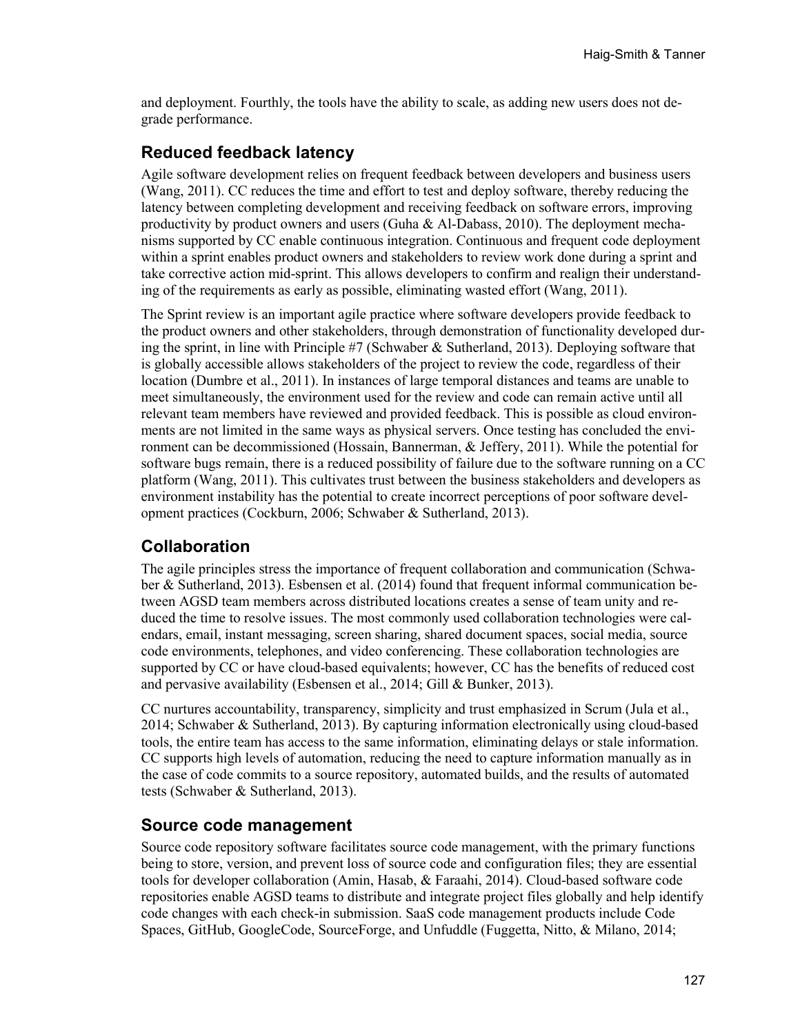and deployment. Fourthly, the tools have the ability to scale, as adding new users does not degrade performance.

## Reduced feedback latency

Agile software development relies on frequent feedback between developers and business users (Wang, 2011). CC reduces the time and effort to test and deploy software, thereby reducing the latency between completing development and receiving feedback on software errors, improving productivity by product owners and users (Guha & Al-Dabass, 2010). The deployment mechanisms supported by CC enable continuous integration. Continuous and frequent code deployment within a sprint enables product owners and stakeholders to review work done during a sprint and take corrective action mid-sprint. This allows developers to confirm and realign their understanding of the requirements as early as possible, eliminating wasted effort (Wang, 2011).

The Sprint review is an important agile practice where software developers provide feedback to the product owners and other stakeholders, through demonstration of functionality developed during the sprint, in line with Principle #7 (Schwaber & Sutherland, 2013). Deploying software that is globally accessible allows stakeholders of the project to review the code, regardless of their location (Dumbre et al., 2011). In instances of large temporal distances and teams are unable to meet simultaneously, the environment used for the review and code can remain active until all relevant team members have reviewed and provided feedback. This is possible as cloud environments are not limited in the same ways as physical servers. Once testing has concluded the environment can be decommissioned (Hossain, Bannerman, & Jeffery, 2011). While the potential for software bugs remain, there is a reduced possibility of failure due to the software running on a CC platform (Wang, 2011). This cultivates trust between the business stakeholders and developers as environment instability has the potential to create incorrect perceptions of poor software development practices (Cockburn, 2006; Schwaber & Sutherland, 2013).

## Collaboration

The agile principles stress the importance of frequent collaboration and communication (Schwaber & Sutherland, 2013). Esbensen et al. (2014) found that frequent informal communication between AGSD team members across distributed locations creates a sense of team unity and reduced the time to resolve issues. The most commonly used collaboration technologies were calendars, email, instant messaging, screen sharing, shared document spaces, social media, source code environments, telephones, and video conferencing. These collaboration technologies are supported by CC or have cloud-based equivalents; however, CC has the benefits of reduced cost and pervasive availability (Esbensen et al., 2014; Gill & Bunker, 2013).

CC nurtures accountability, transparency, simplicity and trust emphasized in Scrum (Jula et al., 2014; Schwaber & Sutherland, 2013). By capturing information electronically using cloud-based tools, the entire team has access to the same information, eliminating delays or stale information. CC supports high levels of automation, reducing the need to capture information manually as in the case of code commits to a source repository, automated builds, and the results of automated tests (Schwaber & Sutherland, 2013).

## Source code management

Source code repository software facilitates source code management, with the primary functions being to store, version, and prevent loss of source code and configuration files; they are essential tools for developer collaboration (Amin, Hasab, & Faraahi, 2014). Cloud-based software code repositories enable AGSD teams to distribute and integrate project files globally and help identify code changes with each check-in submission. SaaS code management products include Code Spaces, GitHub, GoogleCode, SourceForge, and Unfuddle (Fuggetta, Nitto, & Milano, 2014;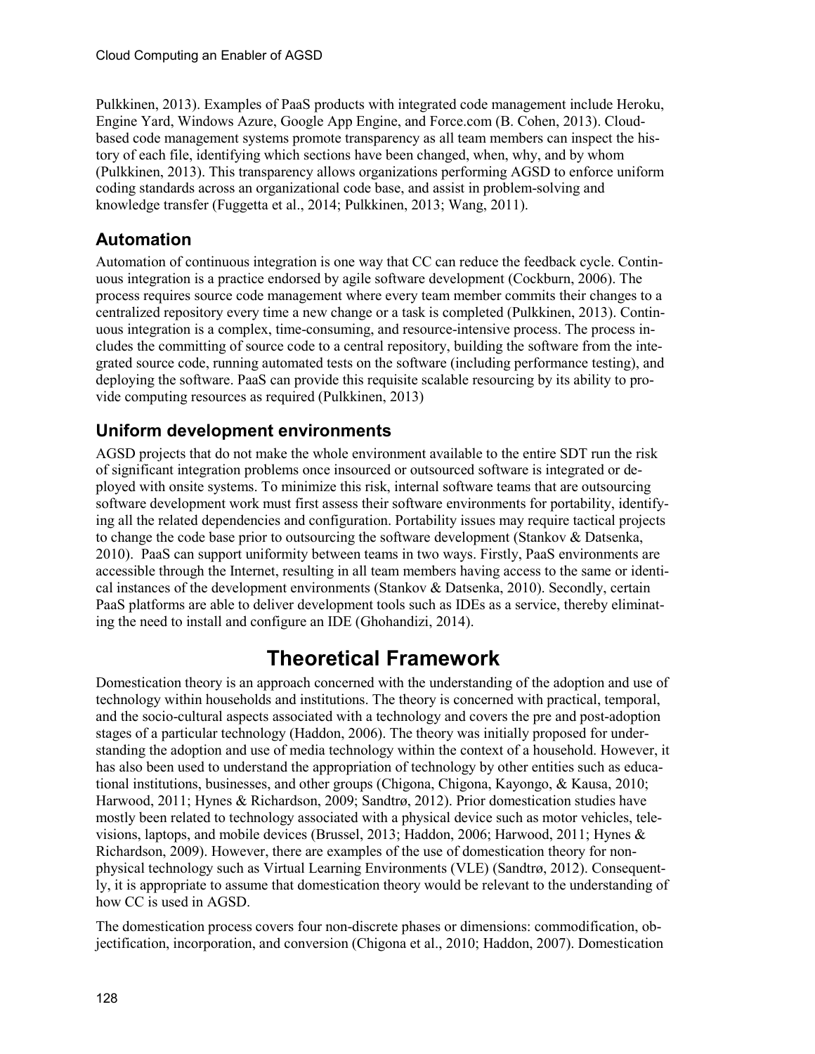Pulkkinen, 2013). Examples of PaaS products with integrated code management include Heroku, Engine Yard, Windows Azure, Google App Engine, and Force.com (B. Cohen, 2013). Cloud-based code management systems promote transparency as all team members can inspect the history of each file, identifying which sections have been changed, when, why, and by whom (Pulkkinen, 2013). This transparency allows organizations performing AGSD to enforce uniform coding standards across an organizational code base, and assist in problem-solving and knowledge transfer (Fuggetta et al., 2014; Pulkkinen, 2013; Wang, 2011).

### Automation

Automation of continuous integration is one way that CC can reduce the feedback cycle. Continuous integration is a practice endorsed by agile software development (Cockburn, 2006). The process requires source code management where every team member commits their changes to a centralized repository every time a new change or a task is completed (Pulkkinen, 2013). Continuous integration is a complex, time-consuming, and resource-intensive process. The process includes the committing of source code to a central repository, building the software from the integrated source code, running automated tests on the software (including performance testing), and deploying the software. PaaS can provide this requisite scalable resourcing by its ability to provide computing resources as required (Pulkkinen, 2013)

### Uniform development environments

AGSD projects that do not make the whole environment available to the entire SDT run the risk of significant integration problems once insourced or outsourced software is integrated or deployed with onsite systems. To minimize this risk, internal software teams that are outsourcing software development work must first assess their software environments for portability, identifying all the related dependencies and configuration. Portability issues may require tactical projects to change the code base prior to outsourcing the software development (Stankov & Datsenka, 2010). PaaS can support uniformity between teams in two ways. Firstly, PaaS environments are accessible through the Internet, resulting in all team members having access to the same or identical instances of the development environments (Stankov & Datsenka, 2010). Secondly, certain PaaS platforms are able to deliver development tools such as IDEs as a service, thereby eliminating the need to install and configure an IDE (Ghohandizi, 2014).

## Theoretical Framework

Domestication theory is an approach concerned with the understanding of the adoption and use of technology within households and institutions. The theory is concerned with practical, temporal, and the socio-cultural aspects associated with a technology and covers the pre and post-adoption stages of a particular technology (Haddon, 2006). The theory was initially proposed for understanding the adoption and use of media technology within the context of a household. However, it has also been used to understand the appropriation of technology by other entities such as educational institutions, businesses, and other groups (Chigona, Chigona, Kayongo, & Kausa, 2010; Harwood, 2011; Hynes & Richardson, 2009; Sandtrø, 2012). Prior domestication studies have mostly been related to technology associated with a physical device such as motor vehicles, televisions, laptops, and mobile devices (Brussel, 2013; Haddon, 2006; Harwood, 2011; Hynes & Richardson, 2009). However, there are examples of the use of domestication theory for non-physical technology such as Virtual Learning Environments (VLE) (Sandtrø, 2012). Consequently, it is appropriate to assume that domestication theory would be relevant to the understanding of how CC is used in AGSD.

The domestication process covers four non-discrete phases or dimensions: commodification, objectification, incorporation, and conversion (Chigona et al., 2010; Haddon, 2007). Domestication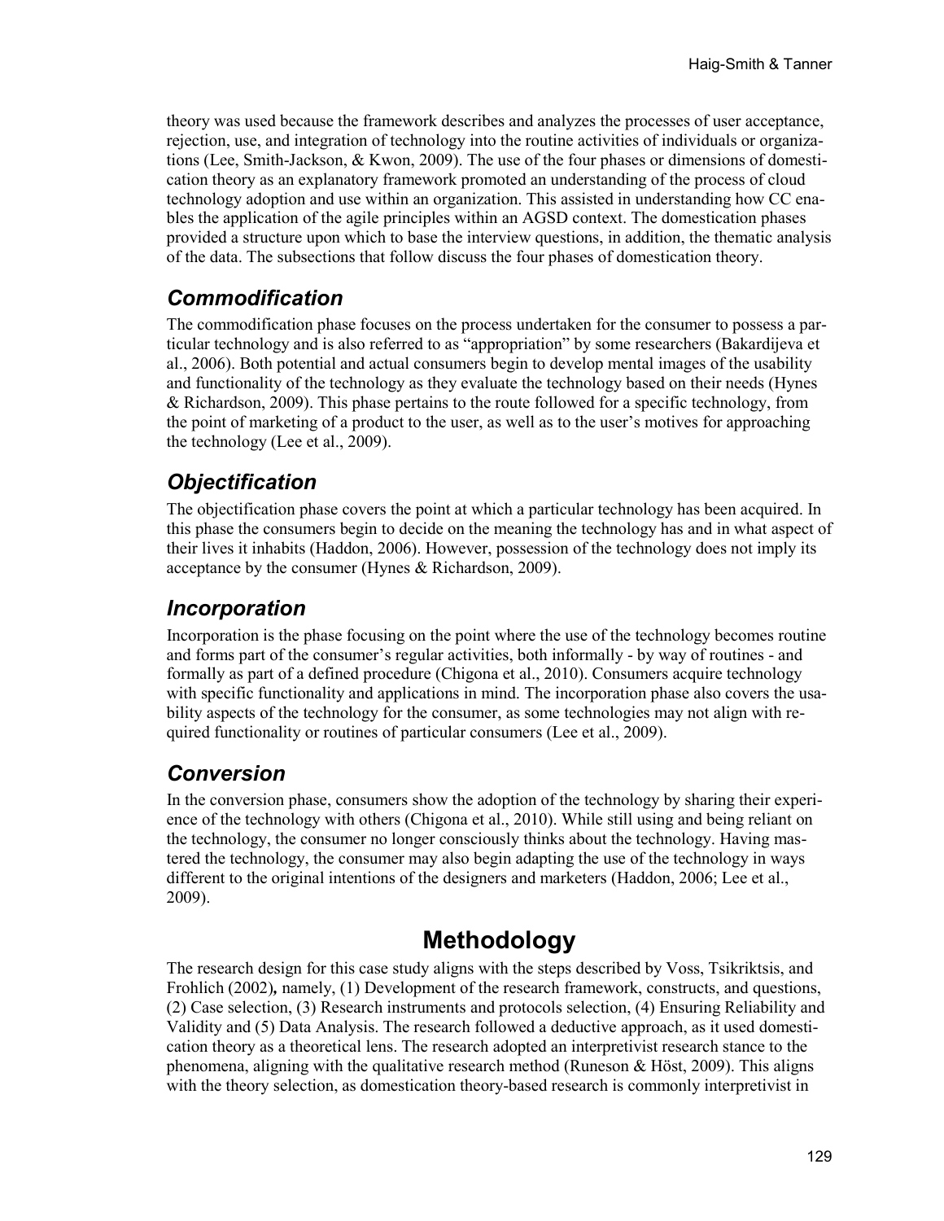theory was used because the framework describes and analyzes the processes of user acceptance, rejection, use, and integration of technology into the routine activities of individuals or organizations (Lee, Smith-Jackson, & Kwon, 2009). The use of the four phases or dimensions of domestication theory as an explanatory framework promoted an understanding of the process of cloud technology adoption and use within an organization. This assisted in understanding how CC enables the application of the agile principles within an AGSD context. The domestication phases provided a structure upon which to base the interview questions, in addition, the thematic analysis of the data. The subsections that follow discuss the four phases of domestication theory.

### *Commodification*

The commodification phase focuses on the process undertaken for the consumer to possess a particular technology and is also referred to as "appropriation" by some researchers (Bakardijeva et al., 2006). Both potential and actual consumers begin to develop mental images of the usability and functionality of the technology as they evaluate the technology based on their needs (Hynes & Richardson, 2009). This phase pertains to the route followed for a specific technology, from the point of marketing of a product to the user, as well as to the user's motives for approaching the technology (Lee et al., 2009).

### *Objectification*

The objectification phase covers the point at which a particular technology has been acquired. In this phase the consumers begin to decide on the meaning the technology has and in what aspect of their lives it inhabits (Haddon, 2006). However, possession of the technology does not imply its acceptance by the consumer (Hynes & Richardson, 2009).

### *Incorporation*

Incorporation is the phase focusing on the point where the use of the technology becomes routine and forms part of the consumer's regular activities, both informally - by way of routines - and formally as part of a defined procedure (Chigona et al., 2010). Consumers acquire technology with specific functionality and applications in mind. The incorporation phase also covers the usability aspects of the technology for the consumer, as some technologies may not align with required functionality or routines of particular consumers (Lee et al., 2009).

### *Conversion*

In the conversion phase, consumers show the adoption of the technology by sharing their experience of the technology with others (Chigona et al., 2010). While still using and being reliant on the technology, the consumer no longer consciously thinks about the technology. Having mastered the technology, the consumer may also begin adapting the use of the technology in ways different to the original intentions of the designers and marketers (Haddon, 2006; Lee et al., 2009).

## Methodology

The research design for this case study aligns with the steps described by Voss, Tsikriktsis, and Frohlich (2002)**,** namely, (1) Development of the research framework, constructs, and questions, (2) Case selection, (3) Research instruments and protocols selection, (4) Ensuring Reliability and Validity and (5) Data Analysis. The research followed a deductive approach, as it used domestication theory as a theoretical lens. The research adopted an interpretivist research stance to the phenomena, aligning with the qualitative research method (Runeson & Höst, 2009). This aligns with the theory selection, as domestication theory-based research is commonly interpretivist in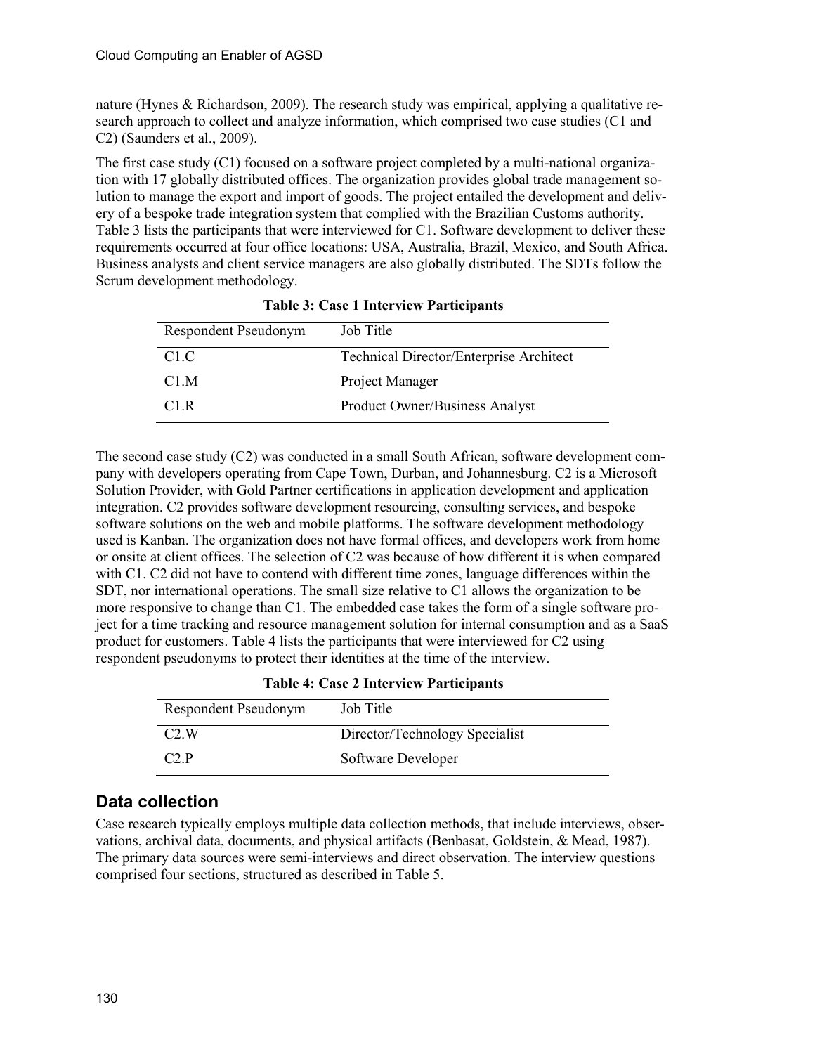nature (Hynes & Richardson, 2009). The research study was empirical, applying a qualitative research approach to collect and analyze information, which comprised two case studies (C1 and C2) (Saunders et al., 2009).

The first case study (C1) focused on a software project completed by a multi-national organization with 17 globally distributed offices. The organization provides global trade management solution to manage the export and import of goods. The project entailed the development and delivery of a bespoke trade integration system that complied with the Brazilian Customs authority. Table 3 lists the participants that were interviewed for C1. Software development to deliver these requirements occurred at four office locations: USA, Australia, Brazil, Mexico, and South Africa. Business analysts and client service managers are also globally distributed. The SDTs follow the Scrum development methodology.

**Table 3: Case 1 Interview Participants**

| Respondent Pseudonym | Job Title |
|---|---|
| C1.C | Technical Director/Enterprise Architect |
| C1.M | Project Manager |
| C1.R | Product Owner/Business Analyst |

The second case study (C2) was conducted in a small South African, software development company with developers operating from Cape Town, Durban, and Johannesburg. C2 is a Microsoft Solution Provider, with Gold Partner certifications in application development and application integration. C2 provides software development resourcing, consulting services, and bespoke software solutions on the web and mobile platforms. The software development methodology used is Kanban. The organization does not have formal offices, and developers work from home or onsite at client offices. The selection of C2 was because of how different it is when compared with C1. C2 did not have to contend with different time zones, language differences within the SDT, nor international operations. The small size relative to C1 allows the organization to be more responsive to change than C1. The embedded case takes the form of a single software project for a time tracking and resource management solution for internal consumption and as a SaaS product for customers. Table 4 lists the participants that were interviewed for C2 using respondent pseudonyms to protect their identities at the time of the interview.

**Table 4: Case 2 Interview Participants**

| Respondent Pseudonym | Job Title |
|---|---|
| C2.W | Director/Technology Specialist |
| C2.P | Software Developer |

## Data collection

Case research typically employs multiple data collection methods, that include interviews, observations, archival data, documents, and physical artifacts (Benbasat, Goldstein, & Mead, 1987). The primary data sources were semi-interviews and direct observation. The interview questions comprised four sections, structured as described in Table 5.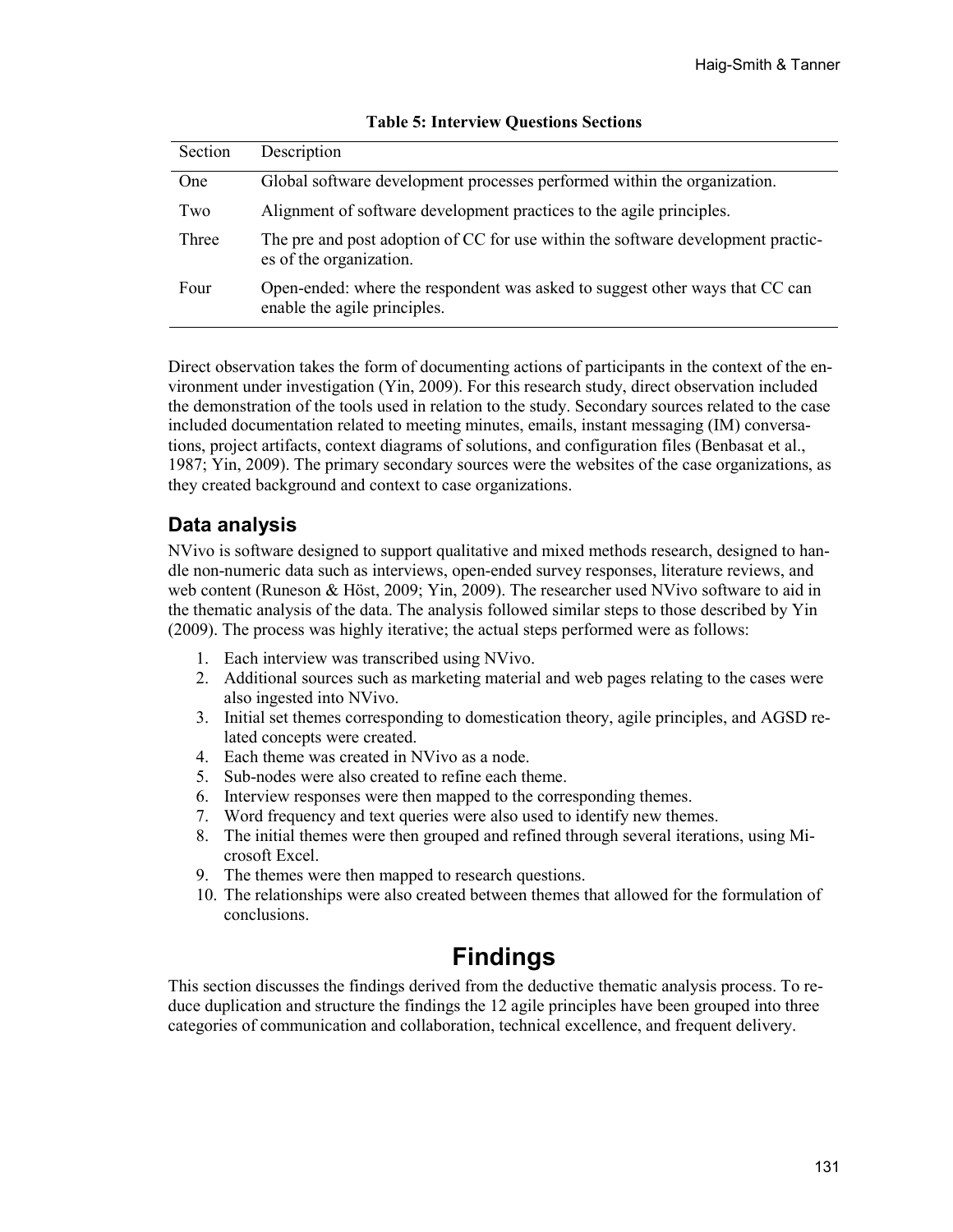**Table 5: Interview Questions Sections**

| Section | Description |
|---|---|
| One | Global software development processes performed within the organization. |
| Two | Alignment of software development practices to the agile principles. |
| Three | The pre and post adoption of CC for use within the software development practices of the organization. |
| Four | Open-ended: where the respondent was asked to suggest other ways that CC can enable the agile principles. |

Direct observation takes the form of documenting actions of participants in the context of the environment under investigation (Yin, 2009). For this research study, direct observation included the demonstration of the tools used in relation to the study. Secondary sources related to the case included documentation related to meeting minutes, emails, instant messaging (IM) conversations, project artifacts, context diagrams of solutions, and configuration files (Benbasat et al., 1987; Yin, 2009). The primary secondary sources were the websites of the case organizations, as they created background and context to case organizations.

## Data analysis

NVivo is software designed to support qualitative and mixed methods research, designed to handle non-numeric data such as interviews, open-ended survey responses, literature reviews, and web content (Runeson & Höst, 2009; Yin, 2009). The researcher used NVivo software to aid in the thematic analysis of the data. The analysis followed similar steps to those described by Yin (2009). The process was highly iterative; the actual steps performed were as follows:

1. Each interview was transcribed using NVivo.
2. Additional sources such as marketing material and web pages relating to the cases were also ingested into NVivo.
3. Initial set themes corresponding to domestication theory, agile principles, and AGSD related concepts were created.
4. Each theme was created in NVivo as a node.
5. Sub-nodes were also created to refine each theme.
6. Interview responses were then mapped to the corresponding themes.
7. Word frequency and text queries were also used to identify new themes.
8. The initial themes were then grouped and refined through several iterations, using Microsoft Excel.
9. The themes were then mapped to research questions.
10. The relationships were also created between themes that allowed for the formulation of conclusions.

# Findings

This section discusses the findings derived from the deductive thematic analysis process. To reduce duplication and structure the findings the 12 agile principles have been grouped into three categories of communication and collaboration, technical excellence, and frequent delivery.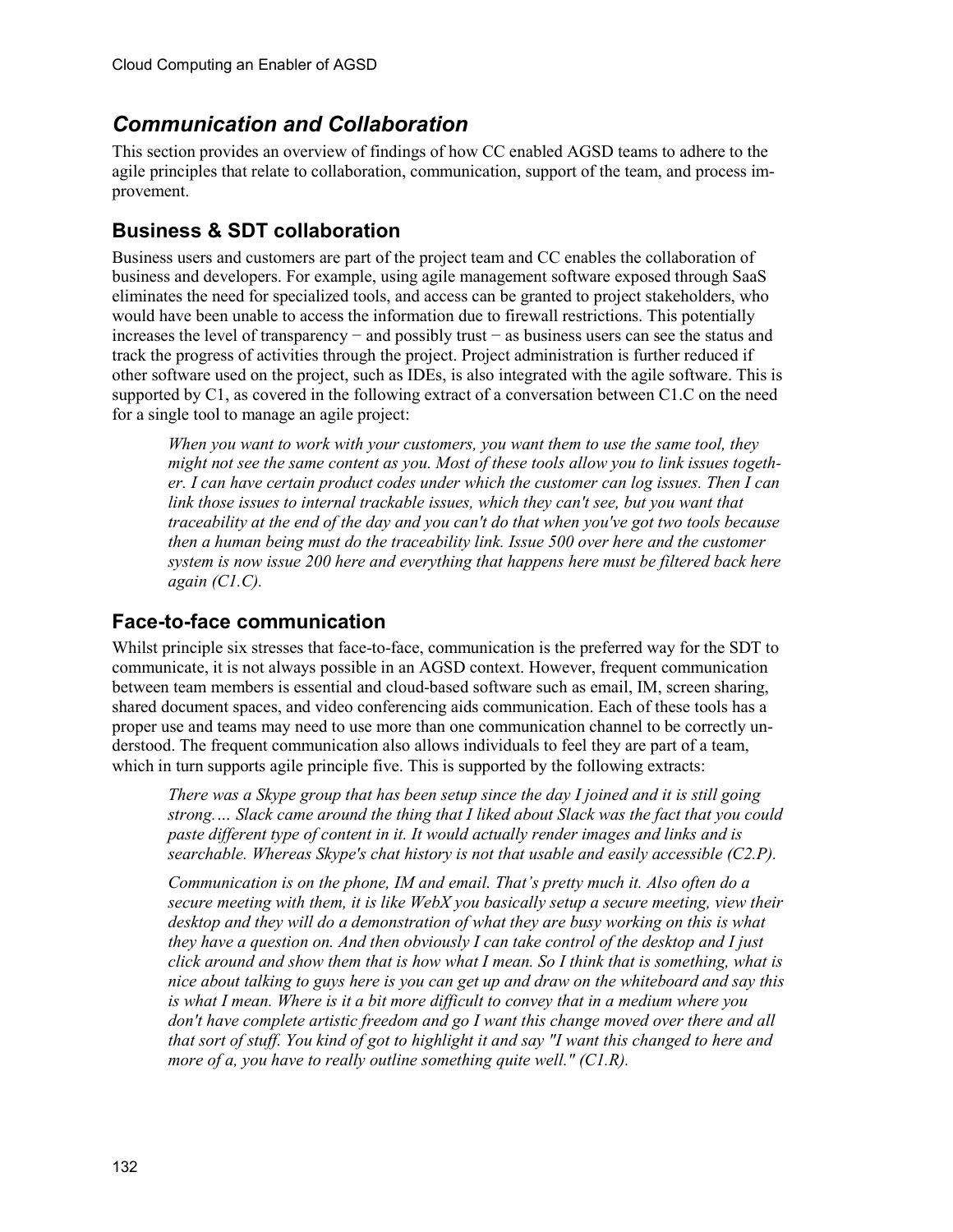## *Communication and Collaboration*

This section provides an overview of findings of how CC enabled AGSD teams to adhere to the agile principles that relate to collaboration, communication, support of the team, and process improvement.

### Business & SDT collaboration

Business users and customers are part of the project team and CC enables the collaboration of business and developers. For example, using agile management software exposed through SaaS eliminates the need for specialized tools, and access can be granted to project stakeholders, who would have been unable to access the information due to firewall restrictions. This potentially increases the level of transparency − and possibly trust − as business users can see the status and track the progress of activities through the project. Project administration is further reduced if other software used on the project, such as IDEs, is also integrated with the agile software. This is supported by C1, as covered in the following extract of a conversation between C1.C on the need for a single tool to manage an agile project:

> *When you want to work with your customers, you want them to use the same tool, they might not see the same content as you. Most of these tools allow you to link issues together. I can have certain product codes under which the customer can log issues. Then I can link those issues to internal trackable issues, which they can't see, but you want that traceability at the end of the day and you can't do that when you've got two tools because then a human being must do the traceability link. Issue 500 over here and the customer system is now issue 200 here and everything that happens here must be filtered back here again (C1.C).*

### Face-to-face communication

Whilst principle six stresses that face-to-face, communication is the preferred way for the SDT to communicate, it is not always possible in an AGSD context. However, frequent communication between team members is essential and cloud-based software such as email, IM, screen sharing, shared document spaces, and video conferencing aids communication. Each of these tools has a proper use and teams may need to use more than one communication channel to be correctly understood. The frequent communication also allows individuals to feel they are part of a team, which in turn supports agile principle five. This is supported by the following extracts:

> *There was a Skype group that has been setup since the day I joined and it is still going strong.… Slack came around the thing that I liked about Slack was the fact that you could paste different type of content in it. It would actually render images and links and is searchable. Whereas Skype's chat history is not that usable and easily accessible (C2.P).*

> *Communication is on the phone, IM and email. That's pretty much it. Also often do a secure meeting with them, it is like WebX you basically setup a secure meeting, view their desktop and they will do a demonstration of what they are busy working on this is what they have a question on. And then obviously I can take control of the desktop and I just click around and show them that is how what I mean. So I think that is something, what is nice about talking to guys here is you can get up and draw on the whiteboard and say this is what I mean. Where is it a bit more difficult to convey that in a medium where you don't have complete artistic freedom and go I want this change moved over there and all that sort of stuff. You kind of got to highlight it and say "I want this changed to here and more of a, you have to really outline something quite well." (C1.R).*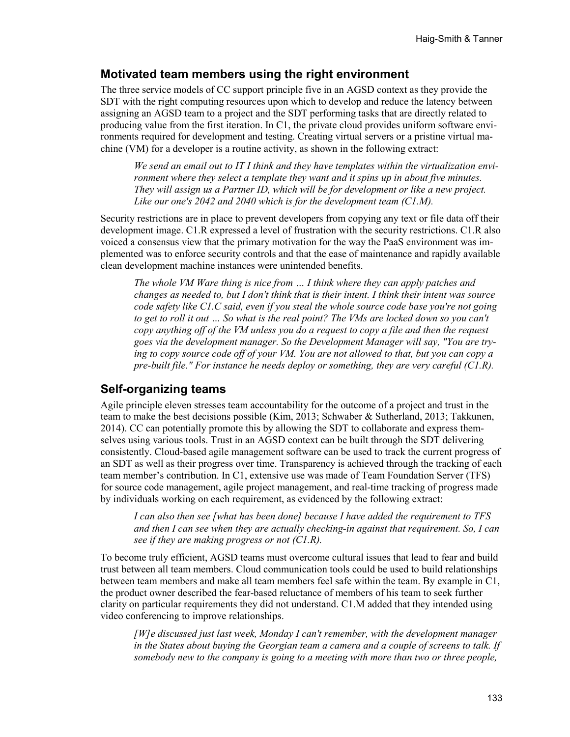## Motivated team members using the right environment

The three service models of CC support principle five in an AGSD context as they provide the SDT with the right computing resources upon which to develop and reduce the latency between assigning an AGSD team to a project and the SDT performing tasks that are directly related to producing value from the first iteration. In C1, the private cloud provides uniform software environments required for development and testing. Creating virtual servers or a pristine virtual machine (VM) for a developer is a routine activity, as shown in the following extract:

> *We send an email out to IT I think and they have templates within the virtualization environment where they select a template they want and it spins up in about five minutes. They will assign us a Partner ID, which will be for development or like a new project. Like our one's 2042 and 2040 which is for the development team (C1.M).*

Security restrictions are in place to prevent developers from copying any text or file data off their development image. C1.R expressed a level of frustration with the security restrictions. C1.R also voiced a consensus view that the primary motivation for the way the PaaS environment was implemented was to enforce security controls and that the ease of maintenance and rapidly available clean development machine instances were unintended benefits.

> *The whole VM Ware thing is nice from … I think where they can apply patches and changes as needed to, but I don't think that is their intent. I think their intent was source code safety like C1.C said, even if you steal the whole source code base you're not going to get to roll it out … So what is the real point? The VMs are locked down so you can't copy anything off of the VM unless you do a request to copy a file and then the request goes via the development manager. So the Development Manager will say, "You are trying to copy source code off of your VM. You are not allowed to that, but you can copy a pre-built file." For instance he needs deploy or something, they are very careful (C1.R).*

## Self-organizing teams

Agile principle eleven stresses team accountability for the outcome of a project and trust in the team to make the best decisions possible (Kim, 2013; Schwaber & Sutherland, 2013; Takkunen, 2014). CC can potentially promote this by allowing the SDT to collaborate and express themselves using various tools. Trust in an AGSD context can be built through the SDT delivering consistently. Cloud-based agile management software can be used to track the current progress of an SDT as well as their progress over time. Transparency is achieved through the tracking of each team member's contribution. In C1, extensive use was made of Team Foundation Server (TFS) for source code management, agile project management, and real-time tracking of progress made by individuals working on each requirement, as evidenced by the following extract:

> *I can also then see [what has been done] because I have added the requirement to TFS and then I can see when they are actually checking-in against that requirement. So, I can see if they are making progress or not (C1.R).*

To become truly efficient, AGSD teams must overcome cultural issues that lead to fear and build trust between all team members. Cloud communication tools could be used to build relationships between team members and make all team members feel safe within the team. By example in C1, the product owner described the fear-based reluctance of members of his team to seek further clarity on particular requirements they did not understand. C1.M added that they intended using video conferencing to improve relationships.

> *[W]e discussed just last week, Monday I can't remember, with the development manager in the States about buying the Georgian team a camera and a couple of screens to talk. If somebody new to the company is going to a meeting with more than two or three people,*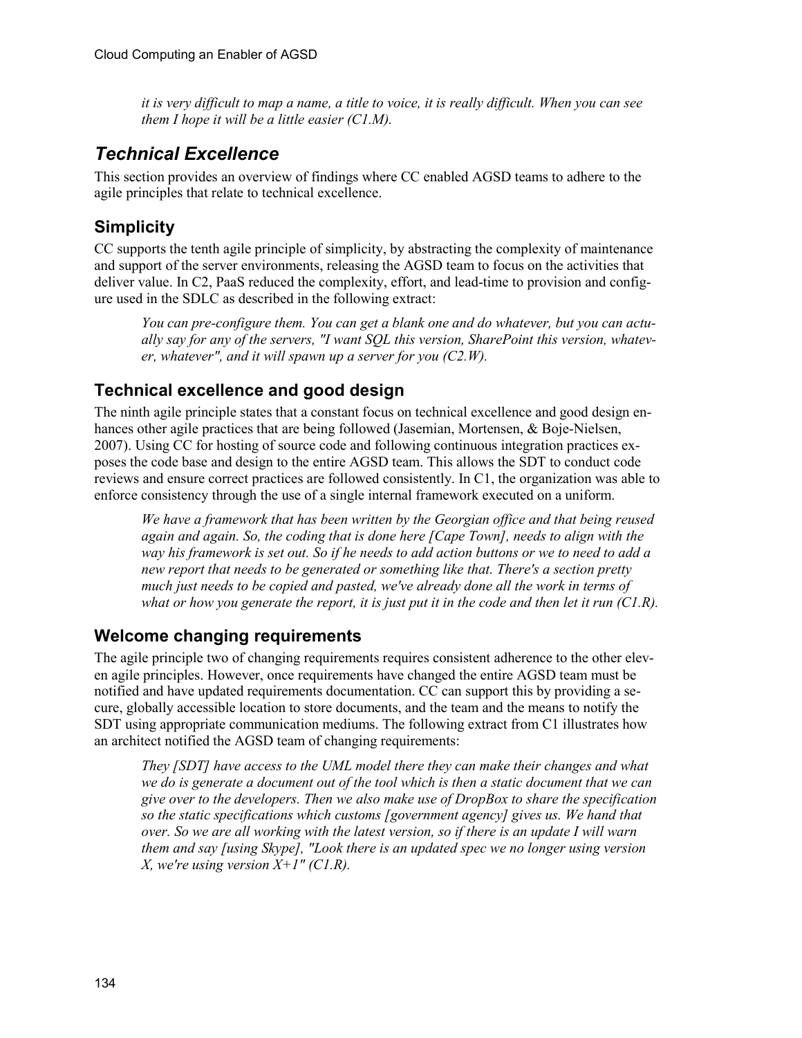*it is very difficult to map a name, a title to voice, it is really difficult. When you can see them I hope it will be a little easier (C1.M).*

## Technical Excellence

This section provides an overview of findings where CC enabled AGSD teams to adhere to the agile principles that relate to technical excellence.

### Simplicity

CC supports the tenth agile principle of simplicity, by abstracting the complexity of maintenance and support of the server environments, releasing the AGSD team to focus on the activities that deliver value. In C2, PaaS reduced the complexity, effort, and lead-time to provision and configure used in the SDLC as described in the following extract:

> *You can pre-configure them. You can get a blank one and do whatever, but you can actually say for any of the servers, "I want SQL this version, SharePoint this version, whatever, whatever", and it will spawn up a server for you (C2.W).*

### Technical excellence and good design

The ninth agile principle states that a constant focus on technical excellence and good design enhances other agile practices that are being followed (Jasemian, Mortensen, & Boje-Nielsen, 2007). Using CC for hosting of source code and following continuous integration practices exposes the code base and design to the entire AGSD team. This allows the SDT to conduct code reviews and ensure correct practices are followed consistently. In C1, the organization was able to enforce consistency through the use of a single internal framework executed on a uniform.

> *We have a framework that has been written by the Georgian office and that being reused again and again. So, the coding that is done here [Cape Town], needs to align with the way his framework is set out. So if he needs to add action buttons or we to need to add a new report that needs to be generated or something like that. There's a section pretty much just needs to be copied and pasted, we've already done all the work in terms of what or how you generate the report, it is just put it in the code and then let it run (C1.R).*

### Welcome changing requirements

The agile principle two of changing requirements requires consistent adherence to the other eleven agile principles. However, once requirements have changed the entire AGSD team must be notified and have updated requirements documentation. CC can support this by providing a secure, globally accessible location to store documents, and the team and the means to notify the SDT using appropriate communication mediums. The following extract from C1 illustrates how an architect notified the AGSD team of changing requirements:

> *They [SDT] have access to the UML model there they can make their changes and what we do is generate a document out of the tool which is then a static document that we can give over to the developers. Then we also make use of DropBox to share the specification so the static specifications which customs [government agency] gives us. We hand that over. So we are all working with the latest version, so if there is an update I will warn them and say [using Skype], "Look there is an updated spec we no longer using version X, we're using version X+1" (C1.R).*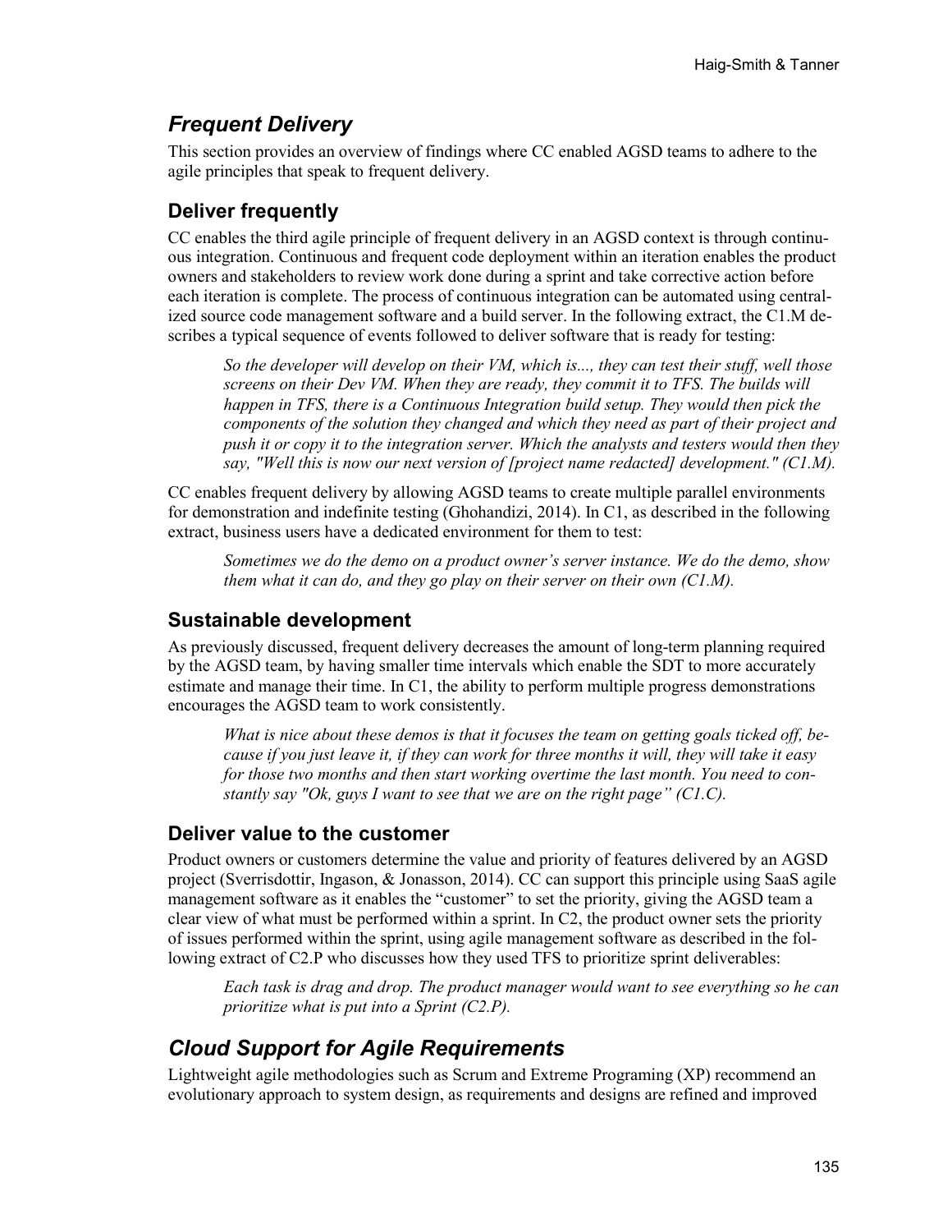## *Frequent Delivery*

This section provides an overview of findings where CC enabled AGSD teams to adhere to the agile principles that speak to frequent delivery.

### Deliver frequently

CC enables the third agile principle of frequent delivery in an AGSD context is through continuous integration. Continuous and frequent code deployment within an iteration enables the product owners and stakeholders to review work done during a sprint and take corrective action before each iteration is complete. The process of continuous integration can be automated using centralized source code management software and a build server. In the following extract, the C1.M describes a typical sequence of events followed to deliver software that is ready for testing:

> *So the developer will develop on their VM, which is..., they can test their stuff, well those screens on their Dev VM. When they are ready, they commit it to TFS. The builds will happen in TFS, there is a Continuous Integration build setup. They would then pick the components of the solution they changed and which they need as part of their project and push it or copy it to the integration server. Which the analysts and testers would then they say, "Well this is now our next version of [project name redacted] development." (C1.M).*

CC enables frequent delivery by allowing AGSD teams to create multiple parallel environments for demonstration and indefinite testing (Ghohandizi, 2014). In C1, as described in the following extract, business users have a dedicated environment for them to test:

> *Sometimes we do the demo on a product owner's server instance. We do the demo, show them what it can do, and they go play on their server on their own (C1.M).*

### Sustainable development

As previously discussed, frequent delivery decreases the amount of long-term planning required by the AGSD team, by having smaller time intervals which enable the SDT to more accurately estimate and manage their time. In C1, the ability to perform multiple progress demonstrations encourages the AGSD team to work consistently.

> *What is nice about these demos is that it focuses the team on getting goals ticked off, because if you just leave it, if they can work for three months it will, they will take it easy for those two months and then start working overtime the last month. You need to constantly say "Ok, guys I want to see that we are on the right page" (C1.C).*

### Deliver value to the customer

Product owners or customers determine the value and priority of features delivered by an AGSD project (Sverrisdottir, Ingason, & Jonasson, 2014). CC can support this principle using SaaS agile management software as it enables the "customer" to set the priority, giving the AGSD team a clear view of what must be performed within a sprint. In C2, the product owner sets the priority of issues performed within the sprint, using agile management software as described in the following extract of C2.P who discusses how they used TFS to prioritize sprint deliverables:

> *Each task is drag and drop. The product manager would want to see everything so he can prioritize what is put into a Sprint (C2.P).*

## *Cloud Support for Agile Requirements*

Lightweight agile methodologies such as Scrum and Extreme Programing (XP) recommend an evolutionary approach to system design, as requirements and designs are refined and improved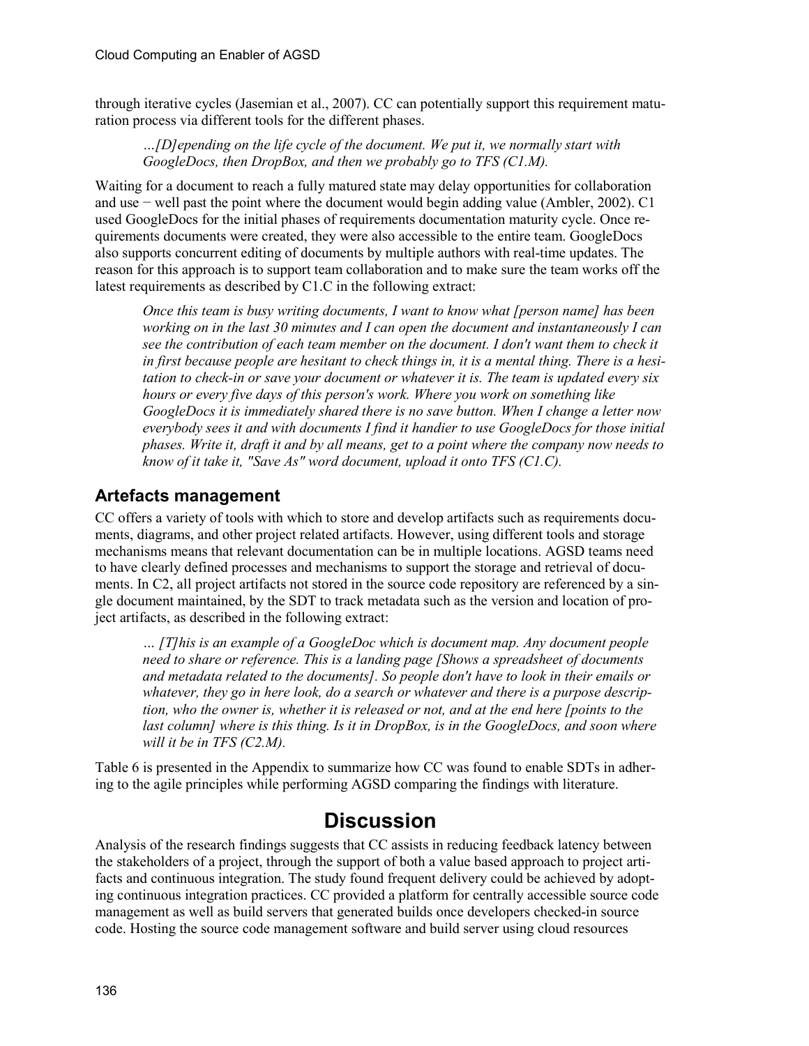through iterative cycles (Jasemian et al., 2007). CC can potentially support this requirement maturation process via different tools for the different phases.

> *…[D]epending on the life cycle of the document. We put it, we normally start with GoogleDocs, then DropBox, and then we probably go to TFS (C1.M).*

Waiting for a document to reach a fully matured state may delay opportunities for collaboration and use − well past the point where the document would begin adding value (Ambler, 2002). C1 used GoogleDocs for the initial phases of requirements documentation maturity cycle. Once requirements documents were created, they were also accessible to the entire team. GoogleDocs also supports concurrent editing of documents by multiple authors with real-time updates. The reason for this approach is to support team collaboration and to make sure the team works off the latest requirements as described by C1.C in the following extract:

> *Once this team is busy writing documents, I want to know what [person name] has been working on in the last 30 minutes and I can open the document and instantaneously I can see the contribution of each team member on the document. I don't want them to check it in first because people are hesitant to check things in, it is a mental thing. There is a hesitation to check-in or save your document or whatever it is. The team is updated every six hours or every five days of this person's work. Where you work on something like GoogleDocs it is immediately shared there is no save button. When I change a letter now everybody sees it and with documents I find it handier to use GoogleDocs for those initial phases. Write it, draft it and by all means, get to a point where the company now needs to know of it take it, "Save As" word document, upload it onto TFS (C1.C).*

## Artefacts management

CC offers a variety of tools with which to store and develop artifacts such as requirements documents, diagrams, and other project related artifacts. However, using different tools and storage mechanisms means that relevant documentation can be in multiple locations. AGSD teams need to have clearly defined processes and mechanisms to support the storage and retrieval of documents. In C2, all project artifacts not stored in the source code repository are referenced by a single document maintained, by the SDT to track metadata such as the version and location of project artifacts, as described in the following extract:

> *… [T]his is an example of a GoogleDoc which is document map. Any document people need to share or reference. This is a landing page [Shows a spreadsheet of documents and metadata related to the documents]. So people don't have to look in their emails or whatever, they go in here look, do a search or whatever and there is a purpose description, who the owner is, whether it is released or not, and at the end here [points to the last column] where is this thing. Is it in DropBox, is in the GoogleDocs, and soon where will it be in TFS (C2.M).*

Table 6 is presented in the Appendix to summarize how CC was found to enable SDTs in adhering to the agile principles while performing AGSD comparing the findings with literature.

# Discussion

Analysis of the research findings suggests that CC assists in reducing feedback latency between the stakeholders of a project, through the support of both a value based approach to project artifacts and continuous integration. The study found frequent delivery could be achieved by adopting continuous integration practices. CC provided a platform for centrally accessible source code management as well as build servers that generated builds once developers checked-in source code. Hosting the source code management software and build server using cloud resources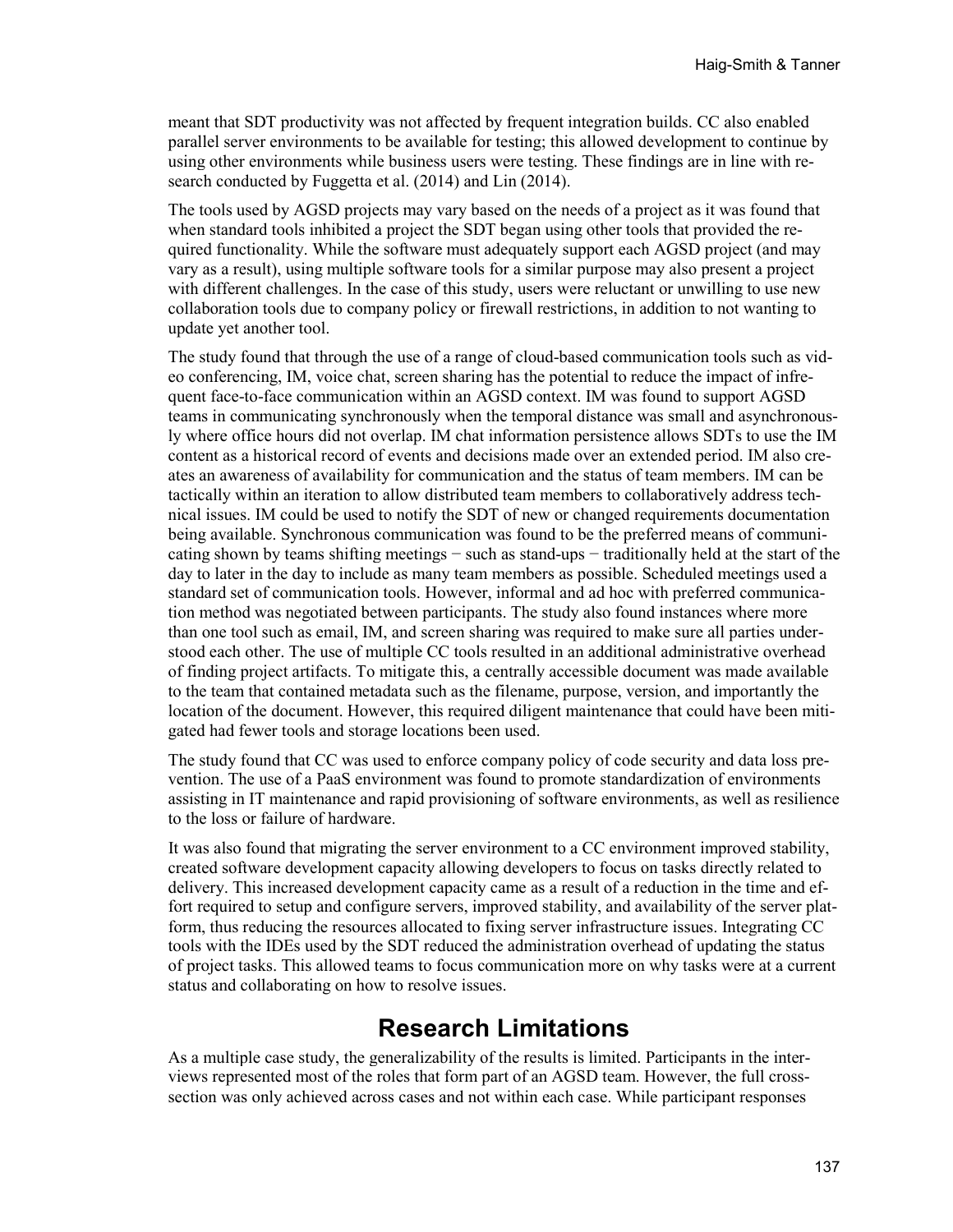meant that SDT productivity was not affected by frequent integration builds. CC also enabled parallel server environments to be available for testing; this allowed development to continue by using other environments while business users were testing. These findings are in line with research conducted by Fuggetta et al. (2014) and Lin (2014).

The tools used by AGSD projects may vary based on the needs of a project as it was found that when standard tools inhibited a project the SDT began using other tools that provided the required functionality. While the software must adequately support each AGSD project (and may vary as a result), using multiple software tools for a similar purpose may also present a project with different challenges. In the case of this study, users were reluctant or unwilling to use new collaboration tools due to company policy or firewall restrictions, in addition to not wanting to update yet another tool.

The study found that through the use of a range of cloud-based communication tools such as video conferencing, IM, voice chat, screen sharing has the potential to reduce the impact of infrequent face-to-face communication within an AGSD context. IM was found to support AGSD teams in communicating synchronously when the temporal distance was small and asynchronously where office hours did not overlap. IM chat information persistence allows SDTs to use the IM content as a historical record of events and decisions made over an extended period. IM also creates an awareness of availability for communication and the status of team members. IM can be tactically within an iteration to allow distributed team members to collaboratively address technical issues. IM could be used to notify the SDT of new or changed requirements documentation being available. Synchronous communication was found to be the preferred means of communicating shown by teams shifting meetings − such as stand-ups − traditionally held at the start of the day to later in the day to include as many team members as possible. Scheduled meetings used a standard set of communication tools. However, informal and ad hoc with preferred communication method was negotiated between participants. The study also found instances where more than one tool such as email, IM, and screen sharing was required to make sure all parties understood each other. The use of multiple CC tools resulted in an additional administrative overhead of finding project artifacts. To mitigate this, a centrally accessible document was made available to the team that contained metadata such as the filename, purpose, version, and importantly the location of the document. However, this required diligent maintenance that could have been mitigated had fewer tools and storage locations been used.

The study found that CC was used to enforce company policy of code security and data loss prevention. The use of a PaaS environment was found to promote standardization of environments assisting in IT maintenance and rapid provisioning of software environments, as well as resilience to the loss or failure of hardware.

It was also found that migrating the server environment to a CC environment improved stability, created software development capacity allowing developers to focus on tasks directly related to delivery. This increased development capacity came as a result of a reduction in the time and effort required to setup and configure servers, improved stability, and availability of the server platform, thus reducing the resources allocated to fixing server infrastructure issues. Integrating CC tools with the IDEs used by the SDT reduced the administration overhead of updating the status of project tasks. This allowed teams to focus communication more on why tasks were at a current status and collaborating on how to resolve issues.

## Research Limitations

As a multiple case study, the generalizability of the results is limited. Participants in the interviews represented most of the roles that form part of an AGSD team. However, the full cross-section was only achieved across cases and not within each case. While participant responses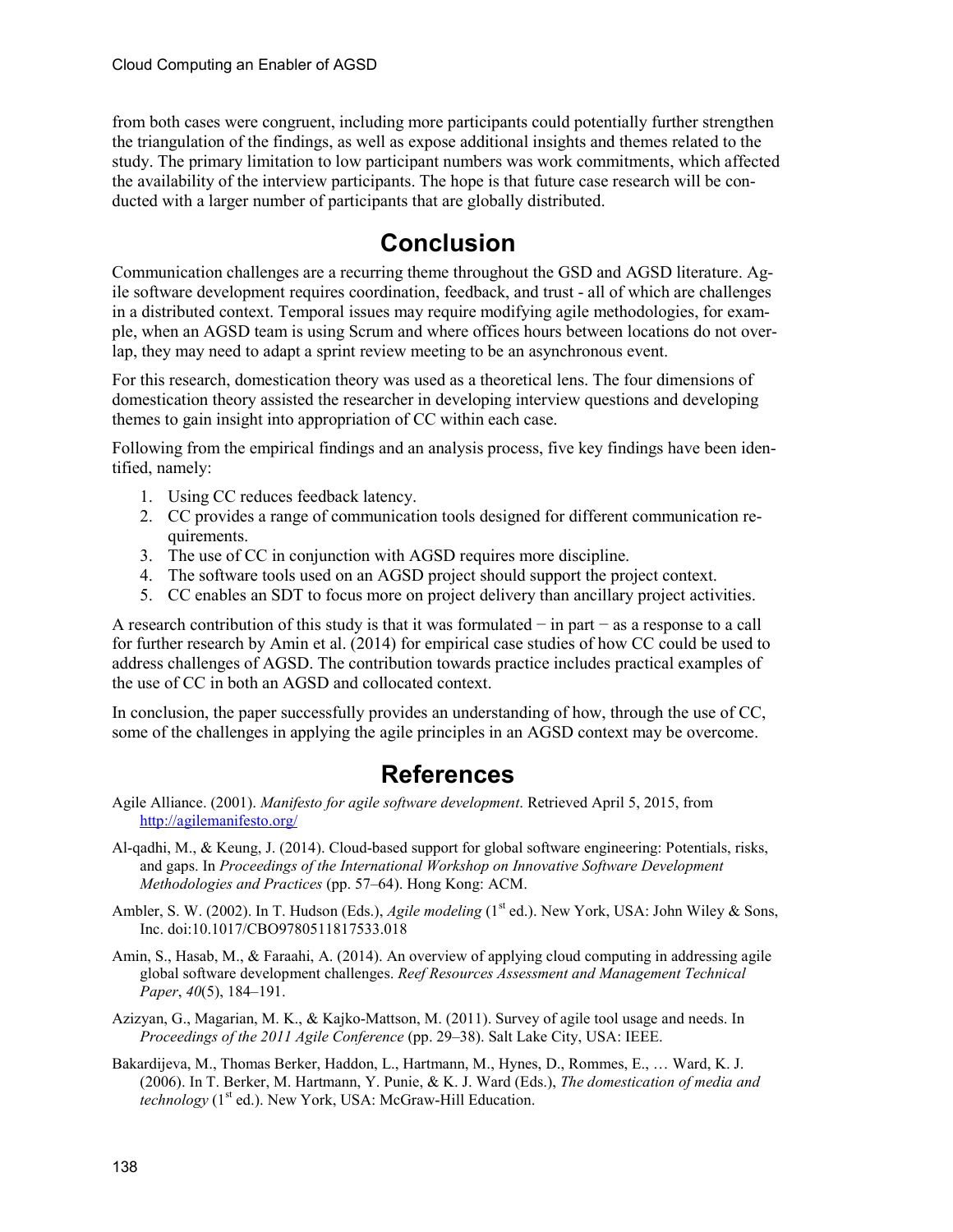from both cases were congruent, including more participants could potentially further strengthen the triangulation of the findings, as well as expose additional insights and themes related to the study. The primary limitation to low participant numbers was work commitments, which affected the availability of the interview participants. The hope is that future case research will be conducted with a larger number of participants that are globally distributed.

# Conclusion

Communication challenges are a recurring theme throughout the GSD and AGSD literature. Agile software development requires coordination, feedback, and trust - all of which are challenges in a distributed context. Temporal issues may require modifying agile methodologies, for example, when an AGSD team is using Scrum and where offices hours between locations do not overlap, they may need to adapt a sprint review meeting to be an asynchronous event.

For this research, domestication theory was used as a theoretical lens. The four dimensions of domestication theory assisted the researcher in developing interview questions and developing themes to gain insight into appropriation of CC within each case.

Following from the empirical findings and an analysis process, five key findings have been identified, namely:

1. Using CC reduces feedback latency.
2. CC provides a range of communication tools designed for different communication requirements.
3. The use of CC in conjunction with AGSD requires more discipline.
4. The software tools used on an AGSD project should support the project context.
5. CC enables an SDT to focus more on project delivery than ancillary project activities.

A research contribution of this study is that it was formulated − in part − as a response to a call for further research by Amin et al. (2014) for empirical case studies of how CC could be used to address challenges of AGSD. The contribution towards practice includes practical examples of the use of CC in both an AGSD and collocated context.

In conclusion, the paper successfully provides an understanding of how, through the use of CC, some of the challenges in applying the agile principles in an AGSD context may be overcome.

# References

Agile Alliance. (2001). *Manifesto for agile software development*. Retrieved April 5, 2015, from http://agilemanifesto.org/

Al-qadhi, M., & Keung, J. (2014). Cloud-based support for global software engineering: Potentials, risks, and gaps. In *Proceedings of the International Workshop on Innovative Software Development Methodologies and Practices* (pp. 57–64). Hong Kong: ACM.

Ambler, S. W. (2002). In T. Hudson (Eds.), *Agile modeling* (1st ed.). New York, USA: John Wiley & Sons, Inc. doi:10.1017/CBO9780511817533.018

Amin, S., Hasab, M., & Faraahi, A. (2014). An overview of applying cloud computing in addressing agile global software development challenges. *Reef Resources Assessment and Management Technical Paper*, *40*(5), 184–191.

Azizyan, G., Magarian, M. K., & Kajko-Mattson, M. (2011). Survey of agile tool usage and needs. In *Proceedings of the 2011 Agile Conference* (pp. 29–38). Salt Lake City, USA: IEEE.

Bakardijeva, M., Thomas Berker, Haddon, L., Hartmann, M., Hynes, D., Rommes, E., … Ward, K. J. (2006). In T. Berker, M. Hartmann, Y. Punie, & K. J. Ward (Eds.), *The domestication of media and technology* (1st ed.). New York, USA: McGraw-Hill Education.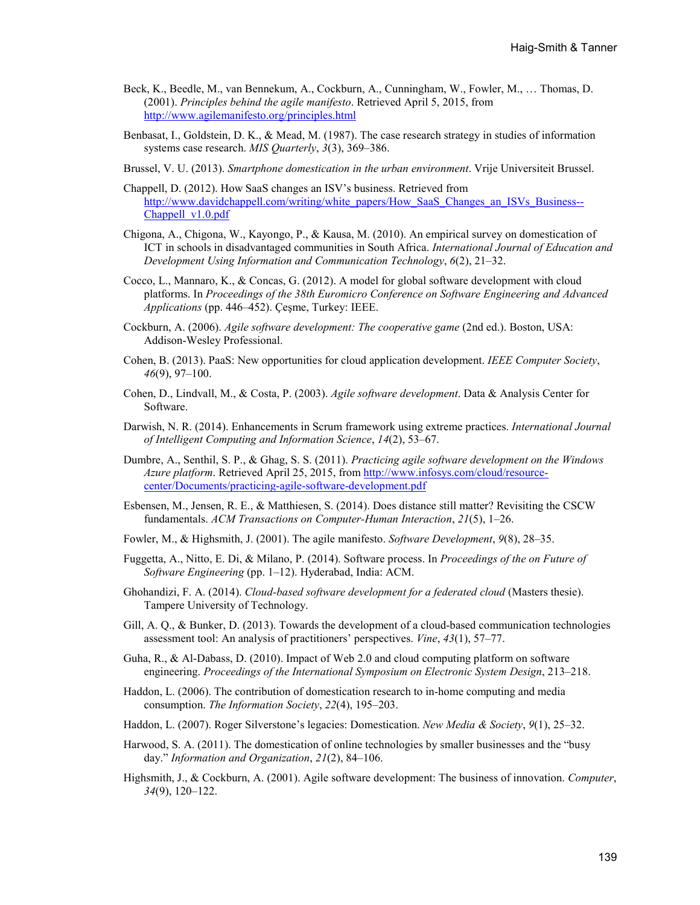Beck, K., Beedle, M., van Bennekum, A., Cockburn, A., Cunningham, W., Fowler, M., … Thomas, D. (2001). *Principles behind the agile manifesto*. Retrieved April 5, 2015, from http://www.agilemanifesto.org/principles.html

Benbasat, I., Goldstein, D. K., & Mead, M. (1987). The case research strategy in studies of information systems case research. *MIS Quarterly*, *3*(3), 369–386.

Brussel, V. U. (2013). *Smartphone domestication in the urban environment*. Vrije Universiteit Brussel.

Chappell, D. (2012). How SaaS changes an ISV's business. Retrieved from http://www.davidchappell.com/writing/white_papers/How_SaaS_Changes_an_ISVs_Business--Chappell_v1.0.pdf

Chigona, A., Chigona, W., Kayongo, P., & Kausa, M. (2010). An empirical survey on domestication of ICT in schools in disadvantaged communities in South Africa. *International Journal of Education and Development Using Information and Communication Technology*, *6*(2), 21–32.

Cocco, L., Mannaro, K., & Concas, G. (2012). A model for global software development with cloud platforms. In *Proceedings of the 38th Euromicro Conference on Software Engineering and Advanced Applications* (pp. 446–452). Çeşme, Turkey: IEEE.

Cockburn, A. (2006). *Agile software development: The cooperative game* (2nd ed.). Boston, USA: Addison-Wesley Professional.

Cohen, B. (2013). PaaS: New opportunities for cloud application development. *IEEE Computer Society*, *46*(9), 97–100.

Cohen, D., Lindvall, M., & Costa, P. (2003). *Agile software development*. Data & Analysis Center for Software.

Darwish, N. R. (2014). Enhancements in Scrum framework using extreme practices. *International Journal of Intelligent Computing and Information Science*, *14*(2), 53–67.

Dumbre, A., Senthil, S. P., & Ghag, S. S. (2011). *Practicing agile software development on the Windows Azure platform*. Retrieved April 25, 2015, from http://www.infosys.com/cloud/resource-center/Documents/practicing-agile-software-development.pdf

Esbensen, M., Jensen, R. E., & Matthiesen, S. (2014). Does distance still matter? Revisiting the CSCW fundamentals. *ACM Transactions on Computer-Human Interaction*, *21*(5), 1–26.

Fowler, M., & Highsmith, J. (2001). The agile manifesto. *Software Development*, *9*(8), 28–35.

Fuggetta, A., Nitto, E. Di, & Milano, P. (2014). Software process. In *Proceedings of the on Future of Software Engineering* (pp. 1–12). Hyderabad, India: ACM.

Ghohandizi, F. A. (2014). *Cloud-based software development for a federated cloud* (Masters thesie). Tampere University of Technology.

Gill, A. Q., & Bunker, D. (2013). Towards the development of a cloud-based communication technologies assessment tool: An analysis of practitioners' perspectives. *Vine*, *43*(1), 57–77.

Guha, R., & Al-Dabass, D. (2010). Impact of Web 2.0 and cloud computing platform on software engineering. *Proceedings of the International Symposium on Electronic System Design*, 213–218.

Haddon, L. (2006). The contribution of domestication research to in-home computing and media consumption. *The Information Society*, *22*(4), 195–203.

Haddon, L. (2007). Roger Silverstone's legacies: Domestication. *New Media & Society*, *9*(1), 25–32.

Harwood, S. A. (2011). The domestication of online technologies by smaller businesses and the "busy day." *Information and Organization*, *21*(2), 84–106.

Highsmith, J., & Cockburn, A. (2001). Agile software development: The business of innovation. *Computer*, *34*(9), 120–122.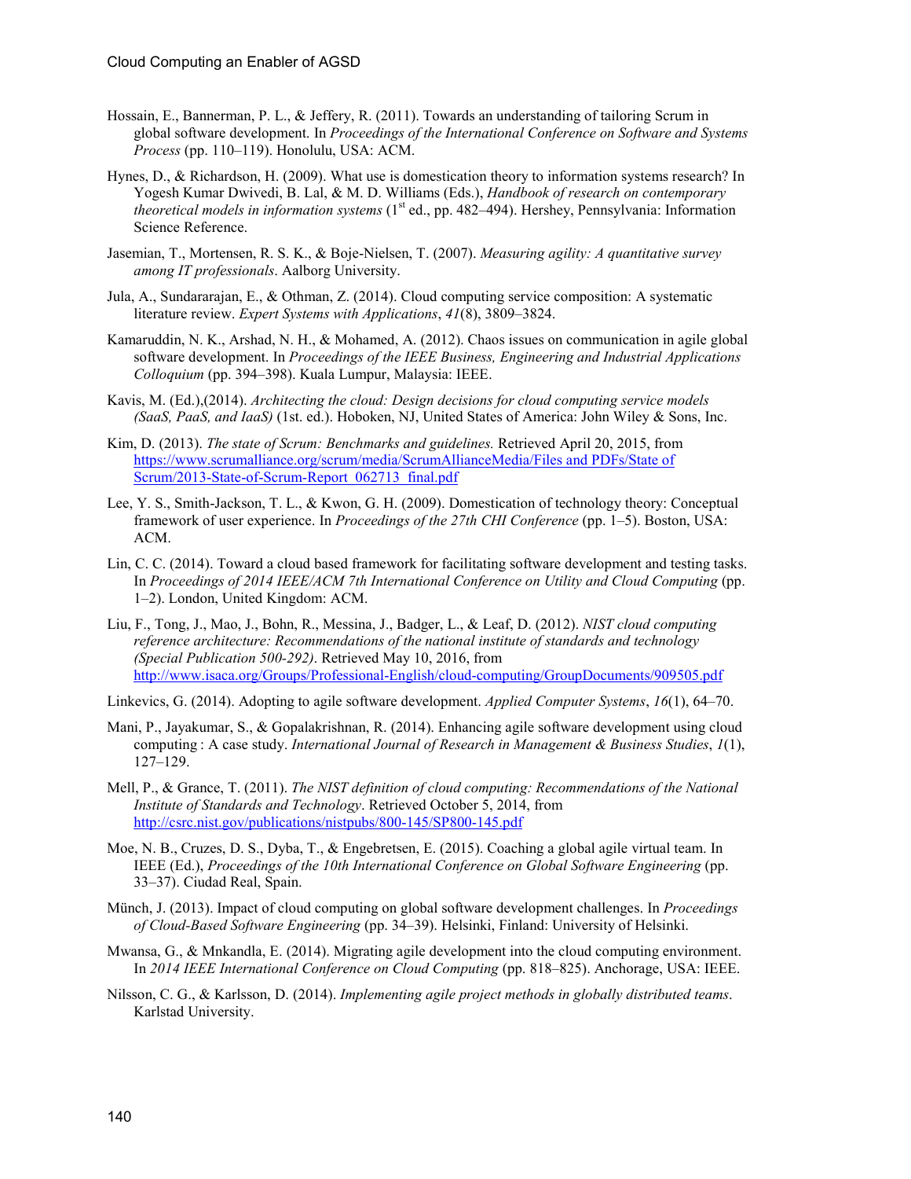Hossain, E., Bannerman, P. L., & Jeffery, R. (2011). Towards an understanding of tailoring Scrum in global software development. In *Proceedings of the International Conference on Software and Systems Process* (pp. 110–119). Honolulu, USA: ACM.

Hynes, D., & Richardson, H. (2009). What use is domestication theory to information systems research? In Yogesh Kumar Dwivedi, B. Lal, & M. D. Williams (Eds.), *Handbook of research on contemporary theoretical models in information systems* (1st ed., pp. 482–494). Hershey, Pennsylvania: Information Science Reference.

Jasemian, T., Mortensen, R. S. K., & Boje-Nielsen, T. (2007). *Measuring agility: A quantitative survey among IT professionals*. Aalborg University.

Jula, A., Sundararajan, E., & Othman, Z. (2014). Cloud computing service composition: A systematic literature review. *Expert Systems with Applications*, *41*(8), 3809–3824.

Kamaruddin, N. K., Arshad, N. H., & Mohamed, A. (2012). Chaos issues on communication in agile global software development. In *Proceedings of the IEEE Business, Engineering and Industrial Applications Colloquium* (pp. 394–398). Kuala Lumpur, Malaysia: IEEE.

Kavis, M. (Ed.),(2014). *Architecting the cloud: Design decisions for cloud computing service models (SaaS, PaaS, and IaaS)* (1st. ed.). Hoboken, NJ, United States of America: John Wiley & Sons, Inc.

Kim, D. (2013). *The state of Scrum: Benchmarks and guidelines.* Retrieved April 20, 2015, from https://www.scrumalliance.org/scrum/media/ScrumAllianceMedia/Files and PDFs/State of Scrum/2013-State-of-Scrum-Report_062713_final.pdf

Lee, Y. S., Smith-Jackson, T. L., & Kwon, G. H. (2009). Domestication of technology theory: Conceptual framework of user experience. In *Proceedings of the 27th CHI Conference* (pp. 1–5). Boston, USA: ACM.

Lin, C. C. (2014). Toward a cloud based framework for facilitating software development and testing tasks. In *Proceedings of 2014 IEEE/ACM 7th International Conference on Utility and Cloud Computing* (pp. 1–2). London, United Kingdom: ACM.

Liu, F., Tong, J., Mao, J., Bohn, R., Messina, J., Badger, L., & Leaf, D. (2012). *NIST cloud computing reference architecture: Recommendations of the national institute of standards and technology (Special Publication 500-292)*. Retrieved May 10, 2016, from http://www.isaca.org/Groups/Professional-English/cloud-computing/GroupDocuments/909505.pdf

Linkevics, G. (2014). Adopting to agile software development. *Applied Computer Systems*, *16*(1), 64–70.

Mani, P., Jayakumar, S., & Gopalakrishnan, R. (2014). Enhancing agile software development using cloud computing : A case study. *International Journal of Research in Management & Business Studies*, *1*(1), 127–129.

Mell, P., & Grance, T. (2011). *The NIST definition of cloud computing: Recommendations of the National Institute of Standards and Technology*. Retrieved October 5, 2014, from http://csrc.nist.gov/publications/nistpubs/800-145/SP800-145.pdf

Moe, N. B., Cruzes, D. S., Dyba, T., & Engebretsen, E. (2015). Coaching a global agile virtual team. In IEEE (Ed.), *Proceedings of the 10th International Conference on Global Software Engineering* (pp. 33–37). Ciudad Real, Spain.

Münch, J. (2013). Impact of cloud computing on global software development challenges. In *Proceedings of Cloud-Based Software Engineering* (pp. 34–39). Helsinki, Finland: University of Helsinki.

Mwansa, G., & Mnkandla, E. (2014). Migrating agile development into the cloud computing environment. In *2014 IEEE International Conference on Cloud Computing* (pp. 818–825). Anchorage, USA: IEEE.

Nilsson, C. G., & Karlsson, D. (2014). *Implementing agile project methods in globally distributed teams*. Karlstad University.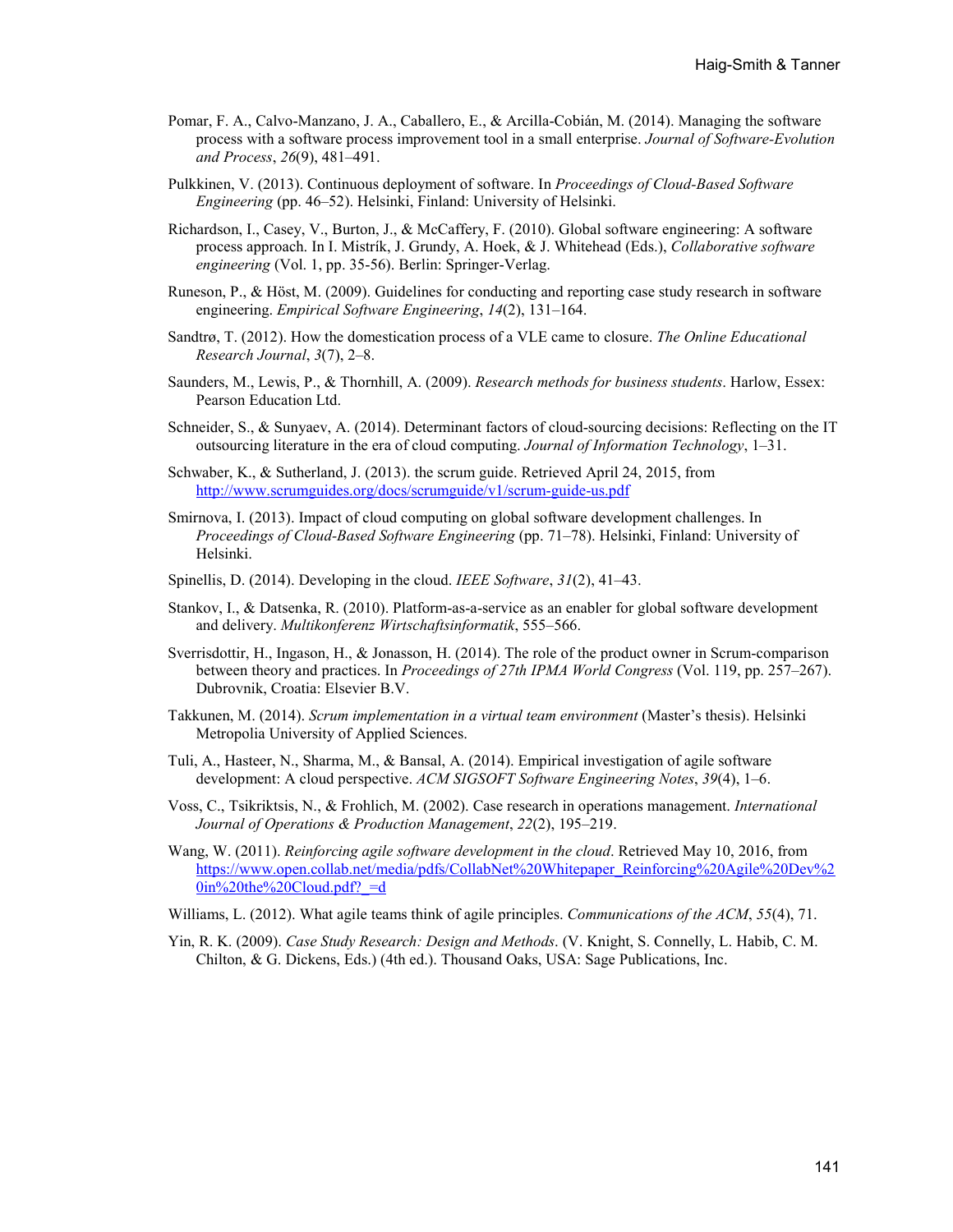Pomar, F. A., Calvo-Manzano, J. A., Caballero, E., & Arcilla-Cobián, M. (2014). Managing the software process with a software process improvement tool in a small enterprise. *Journal of Software-Evolution and Process*, *26*(9), 481–491.

Pulkkinen, V. (2013). Continuous deployment of software. In *Proceedings of Cloud-Based Software Engineering* (pp. 46–52). Helsinki, Finland: University of Helsinki.

Richardson, I., Casey, V., Burton, J., & McCaffery, F. (2010). Global software engineering: A software process approach. In I. Mistrík, J. Grundy, A. Hoek, & J. Whitehead (Eds.), *Collaborative software engineering* (Vol. 1, pp. 35-56). Berlin: Springer-Verlag.

Runeson, P., & Höst, M. (2009). Guidelines for conducting and reporting case study research in software engineering. *Empirical Software Engineering*, *14*(2), 131–164.

Sandtrø, T. (2012). How the domestication process of a VLE came to closure. *The Online Educational Research Journal*, *3*(7), 2–8.

Saunders, M., Lewis, P., & Thornhill, A. (2009). *Research methods for business students*. Harlow, Essex: Pearson Education Ltd.

Schneider, S., & Sunyaev, A. (2014). Determinant factors of cloud-sourcing decisions: Reflecting on the IT outsourcing literature in the era of cloud computing. *Journal of Information Technology*, 1–31.

Schwaber, K., & Sutherland, J. (2013). the scrum guide. Retrieved April 24, 2015, from http://www.scrumguides.org/docs/scrumguide/v1/scrum-guide-us.pdf

Smirnova, I. (2013). Impact of cloud computing on global software development challenges. In *Proceedings of Cloud-Based Software Engineering* (pp. 71–78). Helsinki, Finland: University of Helsinki.

Spinellis, D. (2014). Developing in the cloud. *IEEE Software*, *31*(2), 41–43.

Stankov, I., & Datsenka, R. (2010). Platform-as-a-service as an enabler for global software development and delivery. *Multikonferenz Wirtschaftsinformatik*, 555–566.

Sverrisdottir, H., Ingason, H., & Jonasson, H. (2014). The role of the product owner in Scrum-comparison between theory and practices. In *Proceedings of 27th IPMA World Congress* (Vol. 119, pp. 257–267). Dubrovnik, Croatia: Elsevier B.V.

Takkunen, M. (2014). *Scrum implementation in a virtual team environment* (Master's thesis). Helsinki Metropolia University of Applied Sciences.

Tuli, A., Hasteer, N., Sharma, M., & Bansal, A. (2014). Empirical investigation of agile software development: A cloud perspective. *ACM SIGSOFT Software Engineering Notes*, *39*(4), 1–6.

Voss, C., Tsikriktsis, N., & Frohlich, M. (2002). Case research in operations management. *International Journal of Operations & Production Management*, *22*(2), 195–219.

Wang, W. (2011). *Reinforcing agile software development in the cloud*. Retrieved May 10, 2016, from https://www.open.collab.net/media/pdfs/CollabNet%20Whitepaper_Reinforcing%20Agile%20Dev%20in%20the%20Cloud.pdf?_=d

Williams, L. (2012). What agile teams think of agile principles. *Communications of the ACM*, *55*(4), 71.

Yin, R. K. (2009). *Case Study Research: Design and Methods*. (V. Knight, S. Connelly, L. Habib, C. M. Chilton, & G. Dickens, Eds.) (4th ed.). Thousand Oaks, USA: Sage Publications, Inc.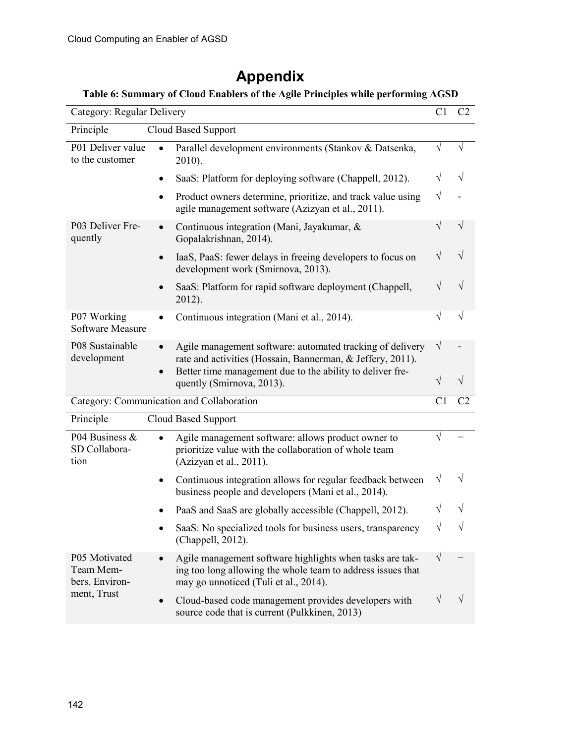# Appendix

**Table 6: Summary of Cloud Enablers of the Agile Principles while performing AGSD**

| Category: Regular Delivery | | C1 | C2 |
|---|---|---|---|
| Principle | Cloud Based Support | | |
| P01 Deliver value to the customer | • Parallel development environments (Stankov & Datsenka, 2010). | √ | √ |
| | • SaaS: Platform for deploying software (Chappell, 2012). | √ | √ |
| | • Product owners determine, prioritize, and track value using agile management software (Azizyan et al., 2011). | √ | - |
| P03 Deliver Frequently | • Continuous integration (Mani, Jayakumar, & Gopalakrishnan, 2014). | √ | √ |
| | • IaaS, PaaS: fewer delays in freeing developers to focus on development work (Smirnova, 2013). | √ | √ |
| | • SaaS: Platform for rapid software deployment (Chappell, 2012). | √ | √ |
| P07 Working Software Measure | • Continuous integration (Mani et al., 2014). | √ | √ |
| P08 Sustainable development | • Agile management software: automated tracking of delivery rate and activities (Hossain, Bannerman, & Jeffery, 2011). | √ | - |
| | • Better time management due to the ability to deliver frequently (Smirnova, 2013). | √ | √ |
| **Category: Communication and Collaboration** | | **C1** | **C2** |
| Principle | Cloud Based Support | | |
| P04 Business & SD Collaboration | • Agile management software: allows product owner to prioritize value with the collaboration of whole team (Azizyan et al., 2011). | √ | – |
| | • Continuous integration allows for regular feedback between business people and developers (Mani et al., 2014). | √ | √ |
| | • PaaS and SaaS are globally accessible (Chappell, 2012). | √ | √ |
| | • SaaS: No specialized tools for business users, transparency (Chappell, 2012). | √ | √ |
| P05 Motivated Team Members, Environment, Trust | • Agile management software highlights when tasks are taking too long allowing the whole team to address issues that may go unnoticed (Tuli et al., 2014). | √ | – |
| | • Cloud-based code management provides developers with source code that is current (Pulkkinen, 2013) | √ | √ |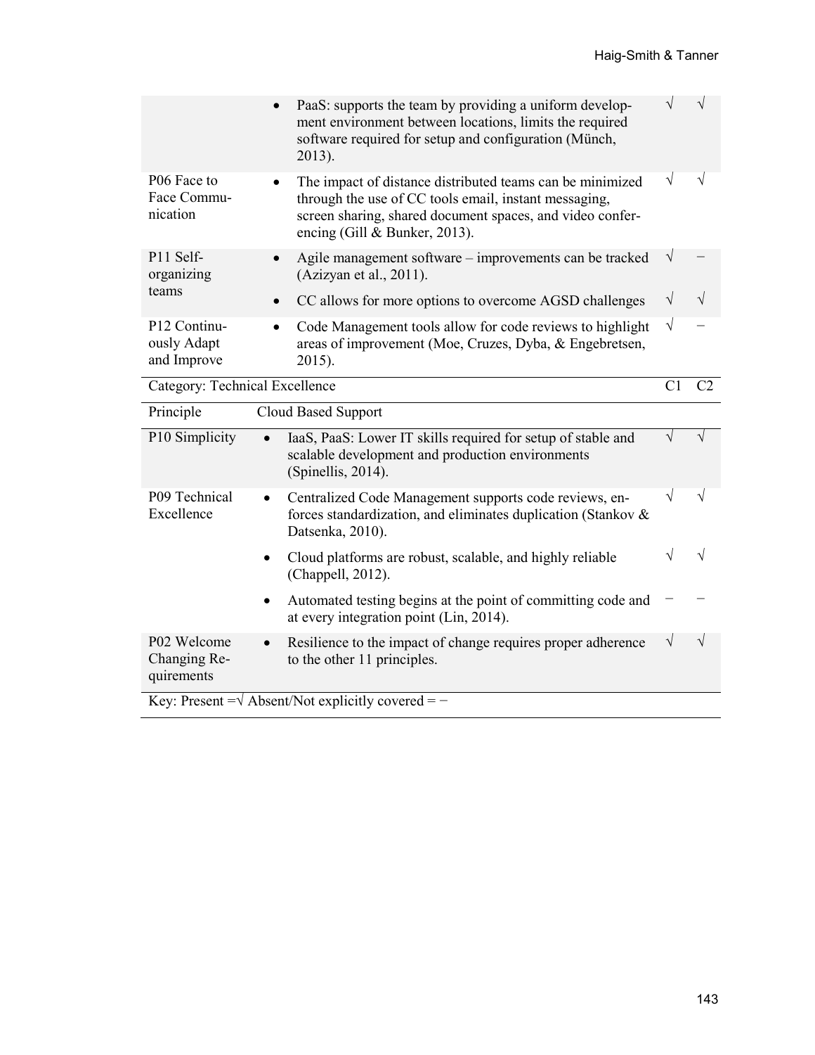| | | | |
|---|---|---|---|
| | • PaaS: supports the team by providing a uniform development environment between locations, limits the required software required for setup and configuration (Münch, 2013). | √ | √ |
| P06 Face to Face Communication | • The impact of distance distributed teams can be minimized through the use of CC tools email, instant messaging, screen sharing, shared document spaces, and video conferencing (Gill & Bunker, 2013). | √ | √ |
| P11 Self-organizing teams | • Agile management software – improvements can be tracked (Azizyan et al., 2011). | √ | − |
| | • CC allows for more options to overcome AGSD challenges | √ | √ |
| P12 Continuously Adapt and Improve | • Code Management tools allow for code reviews to highlight areas of improvement (Moe, Cruzes, Dyba, & Engebretsen, 2015). | √ | − |
| **Category: Technical Excellence** | | **C1** | **C2** |
| **Principle** | **Cloud Based Support** | | |
| P10 Simplicity | • IaaS, PaaS: Lower IT skills required for setup of stable and scalable development and production environments (Spinellis, 2014). | √ | √ |
| P09 Technical Excellence | • Centralized Code Management supports code reviews, enforces standardization, and eliminates duplication (Stankov & Datsenka, 2010). | √ | √ |
| | • Cloud platforms are robust, scalable, and highly reliable (Chappell, 2012). | √ | √ |
| | • Automated testing begins at the point of committing code and at every integration point (Lin, 2014). | − | − |
| P02 Welcome Changing Requirements | • Resilience to the impact of change requires proper adherence to the other 11 principles. | √ | √ |

Key: Present =√ Absent/Not explicitly covered = −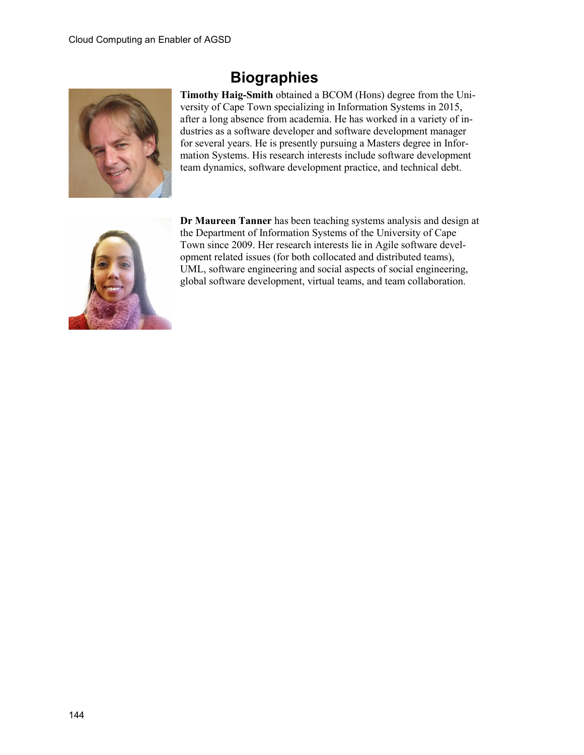# Biographies

**Timothy Haig-Smith** obtained a BCOM (Hons) degree from the University of Cape Town specializing in Information Systems in 2015, after a long absence from academia. He has worked in a variety of industries as a software developer and software development manager for several years. He is presently pursuing a Masters degree in Information Systems. His research interests include software development team dynamics, software development practice, and technical debt.

**Dr Maureen Tanner** has been teaching systems analysis and design at the Department of Information Systems of the University of Cape Town since 2009. Her research interests lie in Agile software development related issues (for both collocated and distributed teams), UML, software engineering and social aspects of social engineering, global software development, virtual teams, and team collaboration.